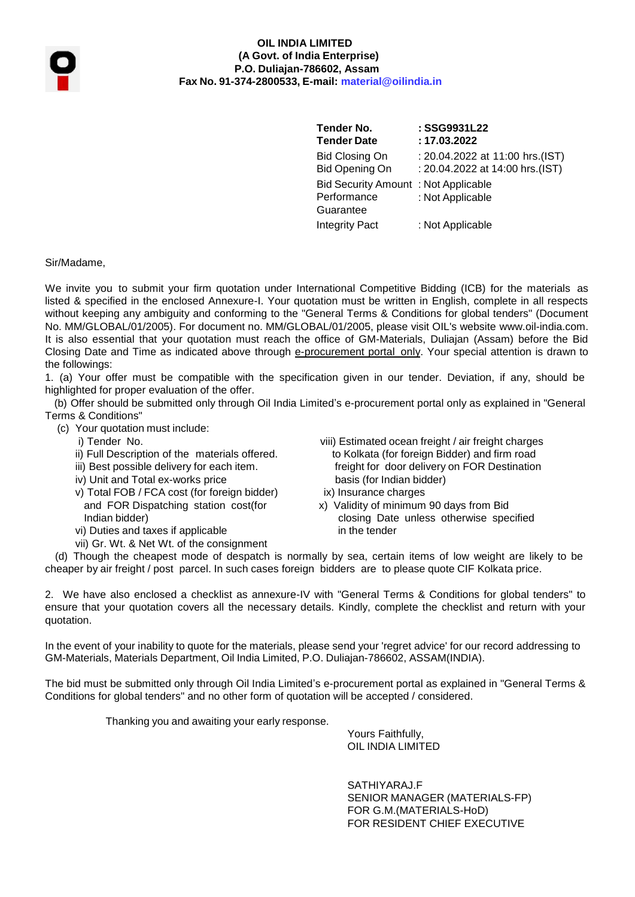**OIL INDIA LIMITED**
**(A Govt. of India Enterprise)**
**P.O. Duliajan-786602, Assam**
**Fax No. 91-374-2800533, E-mail: material@oilindia.in**

| | |
|---|---|
| **Tender No.** | **: SSG9931L22** |
| **Tender Date** | **: 17.03.2022** |
| Bid Closing On | : 20.04.2022 at 11:00 hrs.(IST) |
| Bid Opening On | : 20.04.2022 at 14:00 hrs.(IST) |
| Bid Security Amount | : Not Applicable |
| Performance Guarantee | : Not Applicable |
| Integrity Pact | : Not Applicable |

Sir/Madame,

We invite you to submit your firm quotation under International Competitive Bidding (ICB) for the materials as listed & specified in the enclosed Annexure-I. Your quotation must be written in English, complete in all respects without keeping any ambiguity and conforming to the "General Terms & Conditions for global tenders" (Document No. MM/GLOBAL/01/2005). For document no. MM/GLOBAL/01/2005, please visit OIL's website www.oil-india.com. It is also essential that your quotation must reach the office of GM-Materials, Duliajan (Assam) before the Bid Closing Date and Time as indicated above through e-procurement portal only. Your special attention is drawn to the followings:

1. (a) Your offer must be compatible with the specification given in our tender. Deviation, if any, should be highlighted for proper evaluation of the offer.

(b) Offer should be submitted only through Oil India Limited's e-procurement portal only as explained in "General Terms & Conditions"

(c) Your quotation must include:

i) Tender No.
ii) Full Description of the materials offered.
iii) Best possible delivery for each item.
iv) Unit and Total ex-works price
v) Total FOB / FCA cost (for foreign bidder) and FOR Dispatching station cost(for Indian bidder)
vi) Duties and taxes if applicable
vii) Gr. Wt. & Net Wt. of the consignment
viii) Estimated ocean freight / air freight charges to Kolkata (for foreign Bidder) and firm road freight for door delivery on FOR Destination basis (for Indian bidder)
ix) Insurance charges
x) Validity of minimum 90 days from Bid closing Date unless otherwise specified in the tender

(d) Though the cheapest mode of despatch is normally by sea, certain items of low weight are likely to be cheaper by air freight / post parcel. In such cases foreign bidders are to please quote CIF Kolkata price.

2. We have also enclosed a checklist as annexure-IV with "General Terms & Conditions for global tenders" to ensure that your quotation covers all the necessary details. Kindly, complete the checklist and return with your quotation.

In the event of your inability to quote for the materials, please send your 'regret advice' for our record addressing to GM-Materials, Materials Department, Oil India Limited, P.O. Duliajan-786602, ASSAM(INDIA).

The bid must be submitted only through Oil India Limited's e-procurement portal as explained in "General Terms & Conditions for global tenders" and no other form of quotation will be accepted / considered.

Thanking you and awaiting your early response.

Yours Faithfully,
OIL INDIA LIMITED

SATHIYARAJ.F
SENIOR MANAGER (MATERIALS-FP)
FOR G.M.(MATERIALS-HoD)
FOR RESIDENT CHIEF EXECUTIVE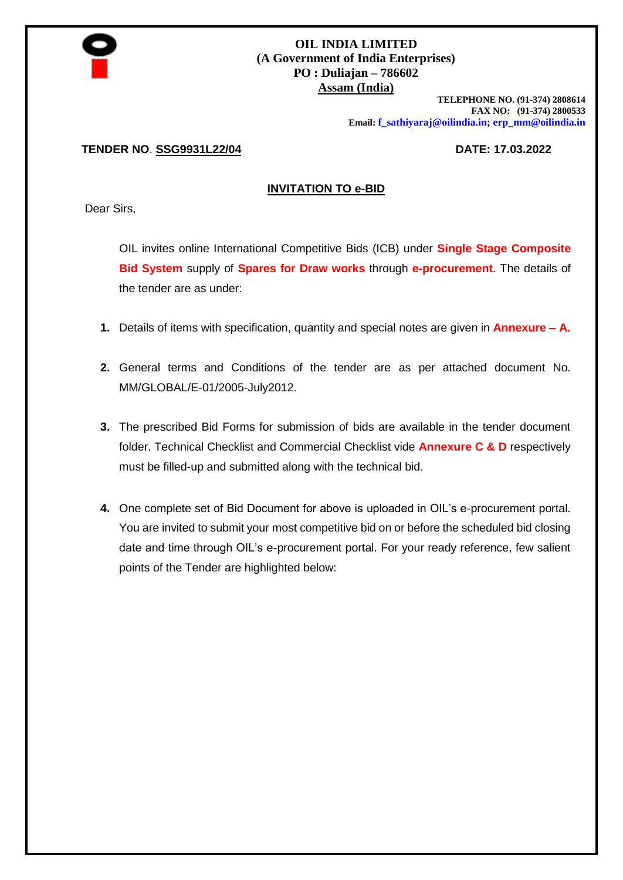**OIL INDIA LIMITED**
**(A Government of India Enterprises)**
**PO : Duliajan – 786602**
**Assam (India)**

**TELEPHONE NO. (91-374) 2808614**
**FAX NO: (91-374) 2800533**
**Email: f_sathiyaraj@oilindia.in; erp_mm@oilindia.in**

**TENDER NO. SSG9931L22/04** **DATE: 17.03.2022**

## INVITATION TO e-BID

Dear Sirs,

OIL invites online International Competitive Bids (ICB) under **Single Stage Composite Bid System** supply of **Spares for Draw works** through **e-procurement**. The details of the tender are as under:

1. Details of items with specification, quantity and special notes are given in **Annexure – A.**

2. General terms and Conditions of the tender are as per attached document No. MM/GLOBAL/E-01/2005-July2012.

3. The prescribed Bid Forms for submission of bids are available in the tender document folder. Technical Checklist and Commercial Checklist vide **Annexure C & D** respectively must be filled-up and submitted along with the technical bid.

4. One complete set of Bid Document for above is uploaded in OIL's e-procurement portal. You are invited to submit your most competitive bid on or before the scheduled bid closing date and time through OIL's e-procurement portal. For your ready reference, few salient points of the Tender are highlighted below: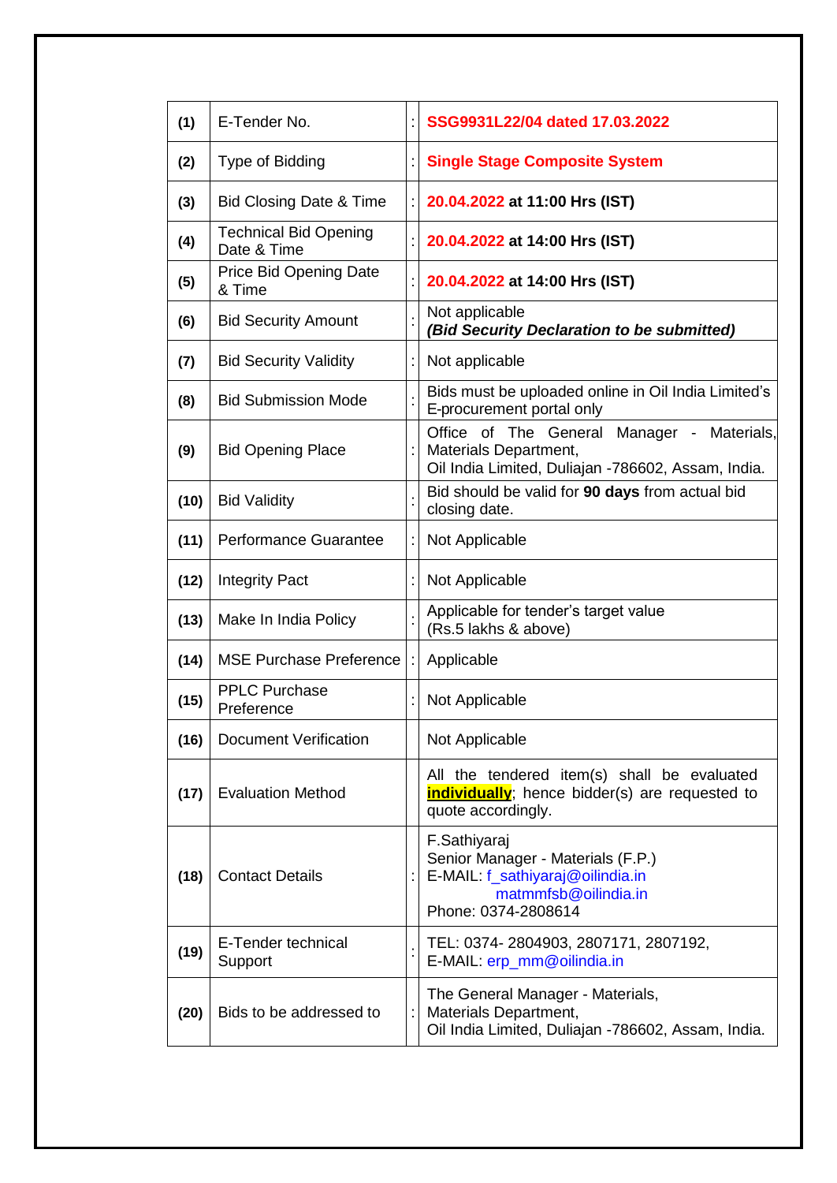| | | | |
|---|---|---|---|
| **(1)** | E-Tender No. | : | **SSG9931L22/04 dated 17.03.2022** |
| **(2)** | Type of Bidding | : | **Single Stage Composite System** |
| **(3)** | Bid Closing Date & Time | : | **20.04.2022 at 11:00 Hrs (IST)** |
| **(4)** | Technical Bid Opening Date & Time | : | **20.04.2022 at 14:00 Hrs (IST)** |
| **(5)** | Price Bid Opening Date & Time | : | **20.04.2022 at 14:00 Hrs (IST)** |
| **(6)** | Bid Security Amount | : | Not applicable<br>***(Bid Security Declaration to be submitted)*** |
| **(7)** | Bid Security Validity | : | Not applicable |
| **(8)** | Bid Submission Mode | : | Bids must be uploaded online in Oil India Limited's E-procurement portal only |
| **(9)** | Bid Opening Place | : | Office of The General Manager - Materials, Materials Department,<br>Oil India Limited, Duliajan -786602, Assam, India. |
| **(10)** | Bid Validity | : | Bid should be valid for **90 days** from actual bid closing date. |
| **(11)** | Performance Guarantee | : | Not Applicable |
| **(12)** | Integrity Pact | : | Not Applicable |
| **(13)** | Make In India Policy | : | Applicable for tender's target value<br>(Rs.5 lakhs & above) |
| **(14)** | MSE Purchase Preference | : | Applicable |
| **(15)** | PPLC Purchase Preference | : | Not Applicable |
| **(16)** | Document Verification | | Not Applicable |
| **(17)** | Evaluation Method | | All the tendered item(s) shall be evaluated **individually**; hence bidder(s) are requested to quote accordingly. |
| **(18)** | Contact Details | : | F.Sathiyaraj<br>Senior Manager - Materials (F.P.)<br>E-MAIL: f_sathiyaraj@oilindia.in<br>matmmfsb@oilindia.in<br>Phone: 0374-2808614 |
| **(19)** | E-Tender technical Support | : | TEL: 0374- 2804903, 2807171, 2807192,<br>E-MAIL: erp_mm@oilindia.in |
| **(20)** | Bids to be addressed to | : | The General Manager - Materials,<br>Materials Department,<br>Oil India Limited, Duliajan -786602, Assam, India. |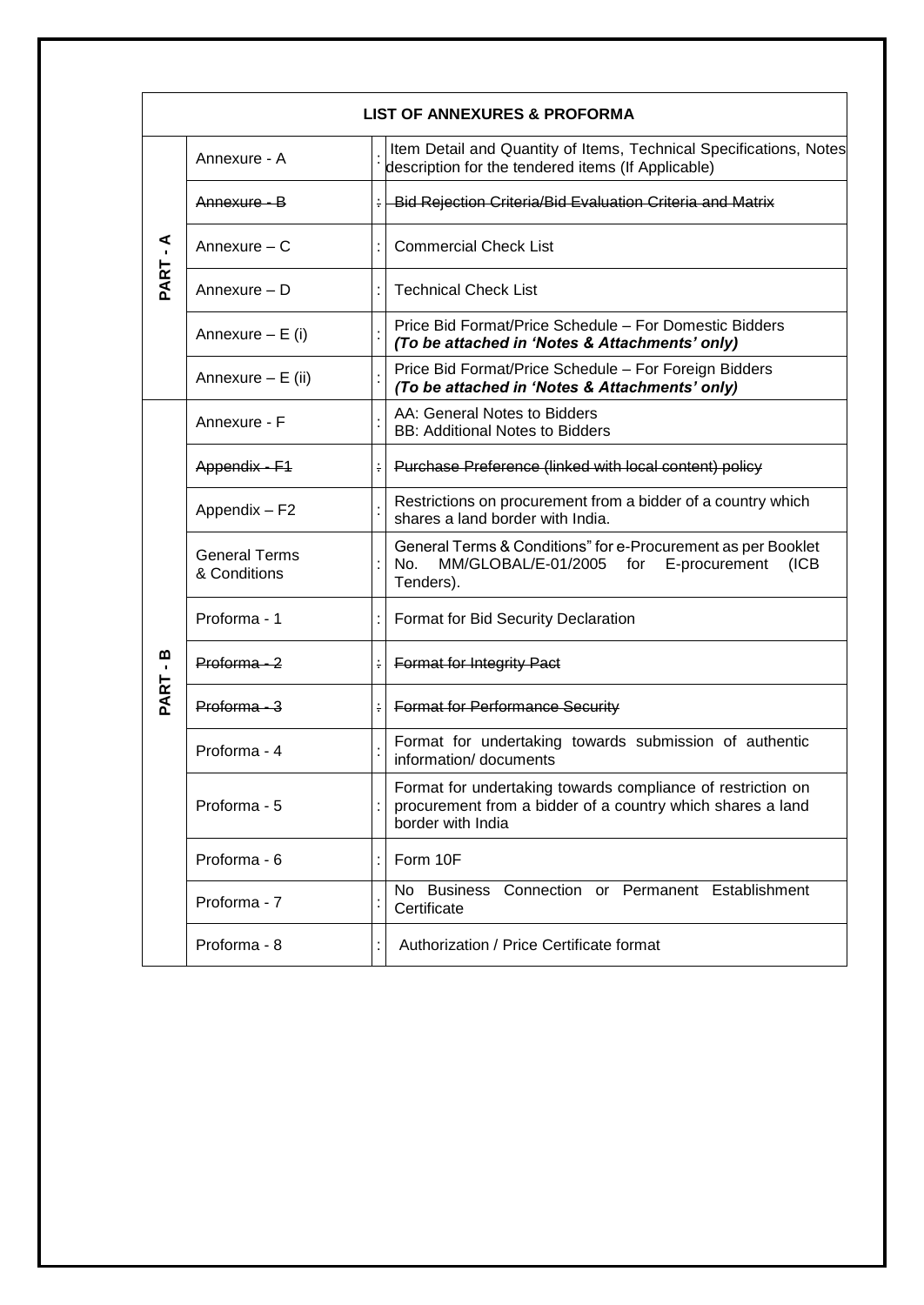| LIST OF ANNEXURES & PROFORMA | | | |
|---|---|---|---|
| PART - A | Annexure - A | : | Item Detail and Quantity of Items, Technical Specifications, Notes description for the tendered items (If Applicable) |
| | ~~Annexure - B~~ | ~~:~~ | ~~Bid Rejection Criteria/Bid Evaluation Criteria and Matrix~~ |
| | Annexure – C | : | Commercial Check List |
| | Annexure – D | : | Technical Check List |
| | Annexure – E (i) | : | Price Bid Format/Price Schedule – For Domestic Bidders ***(To be attached in 'Notes & Attachments' only)*** |
| | Annexure – E (ii) | : | Price Bid Format/Price Schedule – For Foreign Bidders ***(To be attached in 'Notes & Attachments' only)*** |
| PART - B | Annexure - F | : | AA: General Notes to Bidders<br>BB: Additional Notes to Bidders |
| | ~~Appendix - F1~~ | ~~:~~ | ~~Purchase Preference (linked with local content) policy~~ |
| | Appendix – F2 | : | Restrictions on procurement from a bidder of a country which shares a land border with India. |
| | General Terms & Conditions | : | General Terms & Conditions" for e-Procurement as per Booklet No. MM/GLOBAL/E-01/2005 for E-procurement (ICB Tenders). |
| | Proforma - 1 | : | Format for Bid Security Declaration |
| | ~~Proforma - 2~~ | ~~:~~ | ~~Format for Integrity Pact~~ |
| | ~~Proforma - 3~~ | ~~:~~ | ~~Format for Performance Security~~ |
| | Proforma - 4 | : | Format for undertaking towards submission of authentic information/ documents |
| | Proforma - 5 | : | Format for undertaking towards compliance of restriction on procurement from a bidder of a country which shares a land border with India |
| | Proforma - 6 | : | Form 10F |
| | Proforma - 7 | : | No Business Connection or Permanent Establishment Certificate |
| | Proforma - 8 | : | Authorization / Price Certificate format |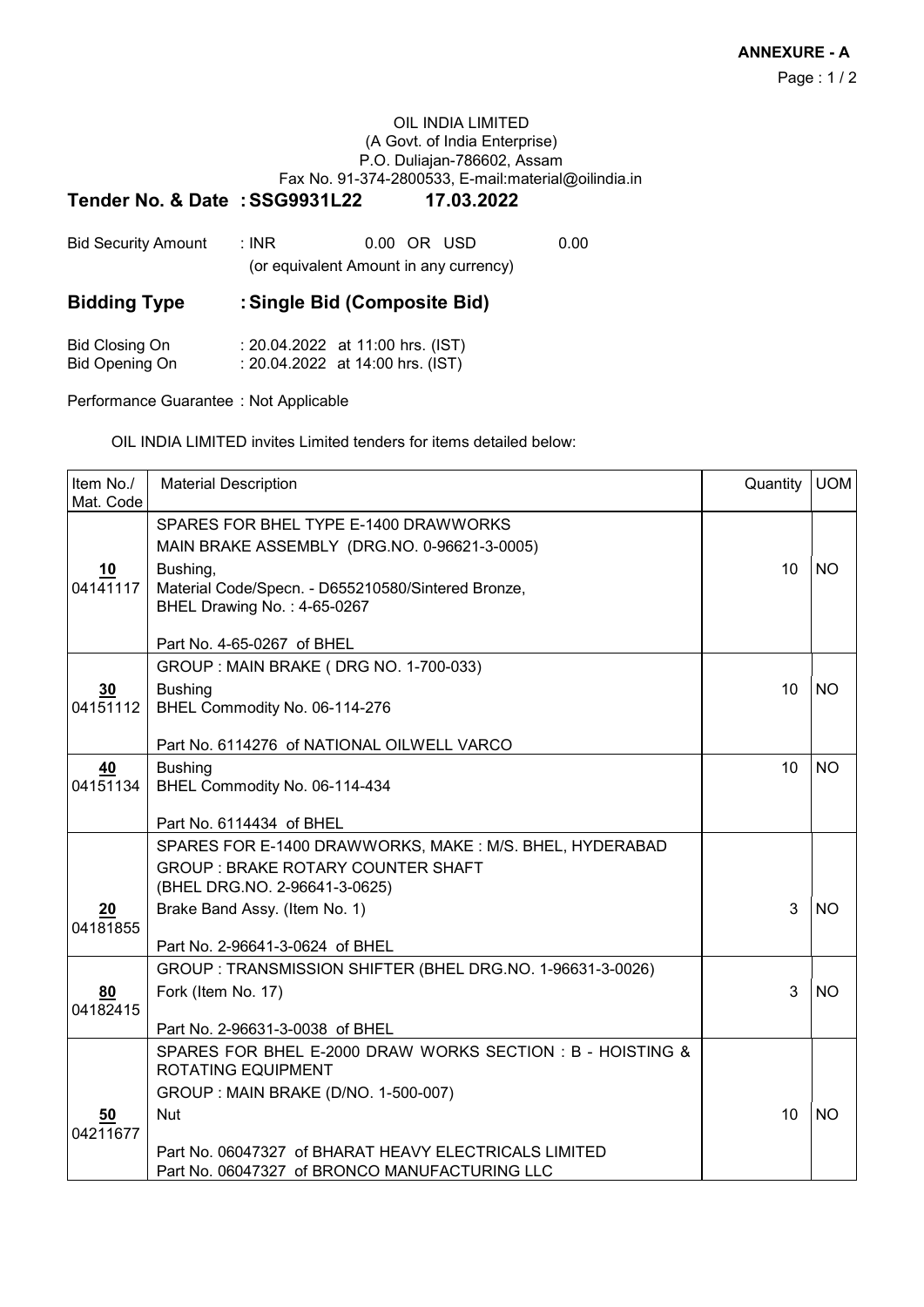**ANNEXURE - A**

OIL INDIA LIMITED
(A Govt. of India Enterprise)
P.O. Duliajan-786602, Assam
Fax No. 91-374-2800533, E-mail:material@oilindia.in

## Tender No. & Date : SSG9931L22 17.03.2022

Bid Security Amount : INR 0.00 OR USD 0.00
(or equivalent Amount in any currency)

## Bidding Type : Single Bid (Composite Bid)

Bid Closing On : 20.04.2022 at 11:00 hrs. (IST)
Bid Opening On : 20.04.2022 at 14:00 hrs. (IST)

Performance Guarantee : Not Applicable

OIL INDIA LIMITED invites Limited tenders for items detailed below:

| Item No./ Mat. Code | Material Description | Quantity | UOM |
|---|---|---|---|
| **10** 04141117 | SPARES FOR BHEL TYPE E-1400 DRAWWORKS<br>MAIN BRAKE ASSEMBLY (DRG.NO. 0-96621-3-0005)<br>Bushing,<br>Material Code/Specn. - D655210580/Sintered Bronze,<br>BHEL Drawing No. : 4-65-0267<br><br>Part No. 4-65-0267 of BHEL | 10 | NO |
| **30** 04151112 | GROUP : MAIN BRAKE ( DRG NO. 1-700-033)<br>Bushing<br>BHEL Commodity No. 06-114-276<br><br>Part No. 6114276 of NATIONAL OILWELL VARCO | 10 | NO |
| **40** 04151134 | Bushing<br>BHEL Commodity No. 06-114-434<br><br>Part No. 6114434 of BHEL | 10 | NO |
| **20** 04181855 | SPARES FOR E-1400 DRAWWORKS, MAKE : M/S. BHEL, HYDERABAD<br>GROUP : BRAKE ROTARY COUNTER SHAFT<br>(BHEL DRG.NO. 2-96641-3-0625)<br>Brake Band Assy. (Item No. 1)<br><br>Part No. 2-96641-3-0624 of BHEL | 3 | NO |
| **80** 04182415 | GROUP : TRANSMISSION SHIFTER (BHEL DRG.NO. 1-96631-3-0026)<br>Fork (Item No. 17)<br><br>Part No. 2-96631-3-0038 of BHEL | 3 | NO |
| **50** 04211677 | SPARES FOR BHEL E-2000 DRAW WORKS SECTION : B - HOISTING & ROTATING EQUIPMENT<br>GROUP : MAIN BRAKE (D/NO. 1-500-007)<br>Nut<br><br>Part No. 06047327 of BHARAT HEAVY ELECTRICALS LIMITED<br>Part No. 06047327 of BRONCO MANUFACTURING LLC | 10 | NO |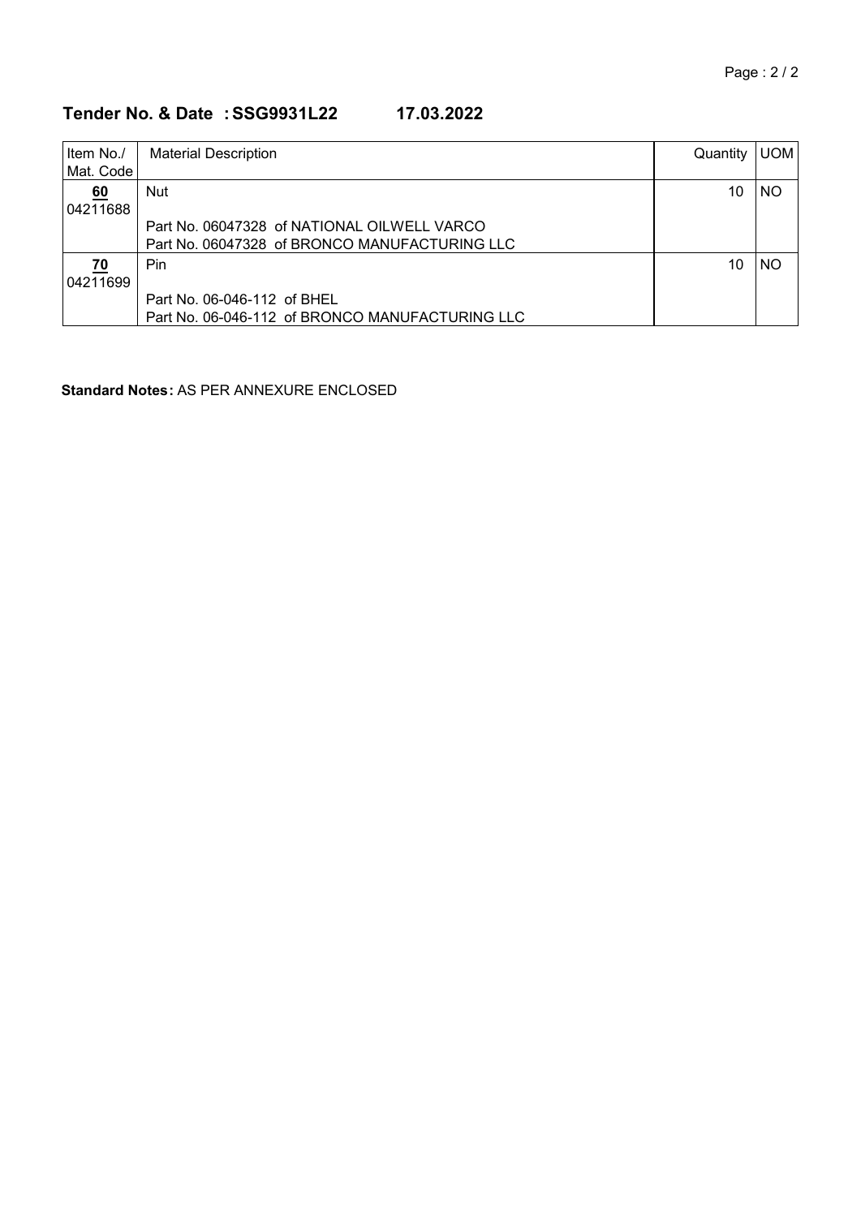**Tender No. & Date : SSG9931L22 17.03.2022**

| Item No./ Mat. Code | Material Description | Quantity | UOM |
|---|---|---|---|
| **60** 04211688 | Nut<br><br>Part No. 06047328 of NATIONAL OILWELL VARCO<br>Part No. 06047328 of BRONCO MANUFACTURING LLC | 10 | NO |
| **70** 04211699 | Pin<br><br>Part No. 06-046-112 of BHEL<br>Part No. 06-046-112 of BRONCO MANUFACTURING LLC | 10 | NO |

**Standard Notes:** AS PER ANNEXURE ENCLOSED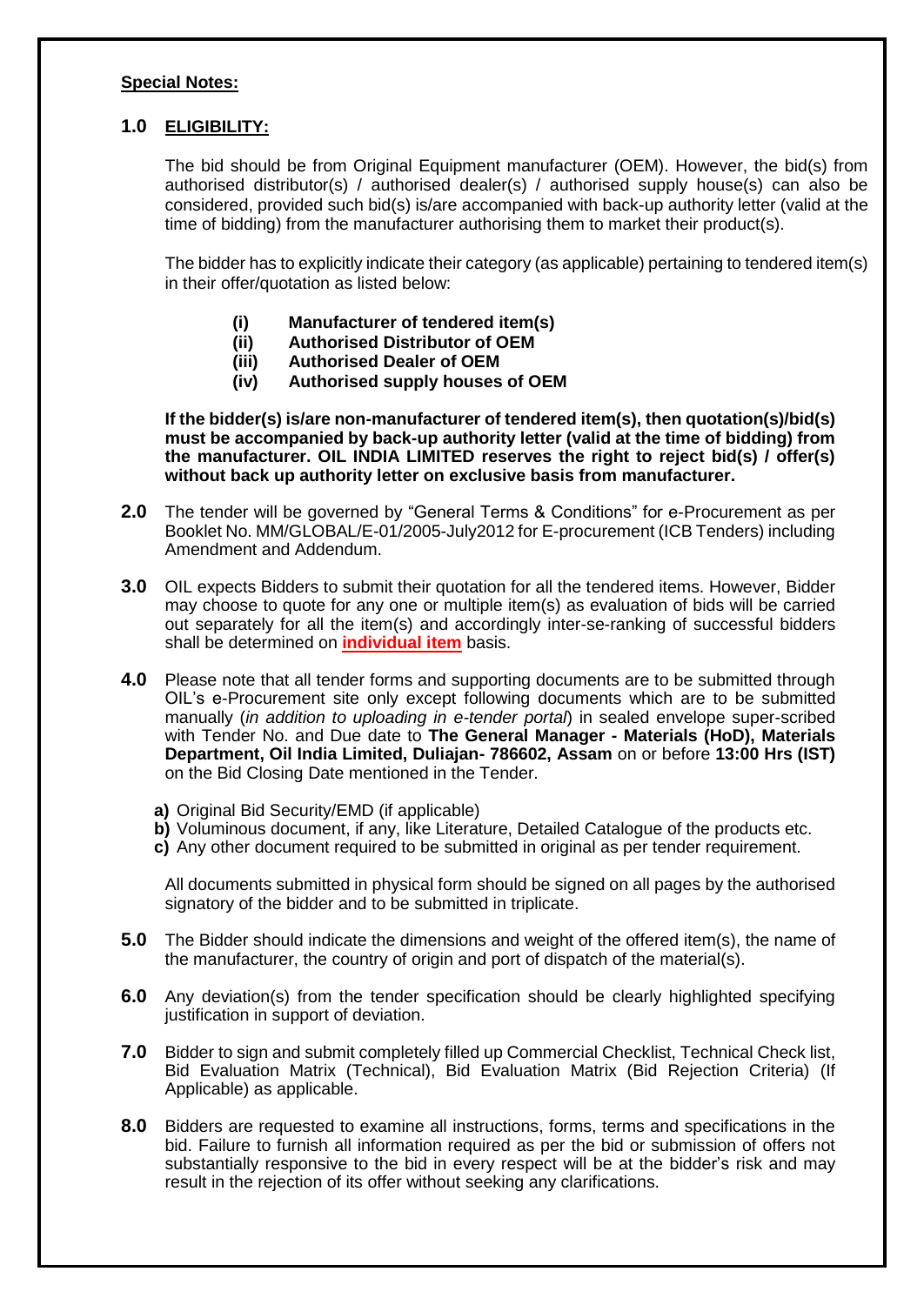**Special Notes:**

**1.0 ELIGIBILITY:**

The bid should be from Original Equipment manufacturer (OEM). However, the bid(s) from authorised distributor(s) / authorised dealer(s) / authorised supply house(s) can also be considered, provided such bid(s) is/are accompanied with back-up authority letter (valid at the time of bidding) from the manufacturer authorising them to market their product(s).

The bidder has to explicitly indicate their category (as applicable) pertaining to tendered item(s) in their offer/quotation as listed below:

- **(i) Manufacturer of tendered item(s)**
- **(ii) Authorised Distributor of OEM**
- **(iii) Authorised Dealer of OEM**
- **(iv) Authorised supply houses of OEM**

**If the bidder(s) is/are non-manufacturer of tendered item(s), then quotation(s)/bid(s) must be accompanied by back-up authority letter (valid at the time of bidding) from the manufacturer. OIL INDIA LIMITED reserves the right to reject bid(s) / offer(s) without back up authority letter on exclusive basis from manufacturer.**

**2.0** The tender will be governed by "General Terms & Conditions" for e-Procurement as per Booklet No. MM/GLOBAL/E-01/2005-July2012 for E-procurement (ICB Tenders) including Amendment and Addendum.

**3.0** OIL expects Bidders to submit their quotation for all the tendered items. However, Bidder may choose to quote for any one or multiple item(s) as evaluation of bids will be carried out separately for all the item(s) and accordingly inter-se-ranking of successful bidders shall be determined on **individual item** basis.

**4.0** Please note that all tender forms and supporting documents are to be submitted through OIL's e-Procurement site only except following documents which are to be submitted manually (*in addition to uploading in e-tender portal*) in sealed envelope super-scribed with Tender No. and Due date to **The General Manager - Materials (HoD), Materials Department, Oil India Limited, Duliajan- 786602, Assam** on or before **13:00 Hrs (IST)** on the Bid Closing Date mentioned in the Tender.

**a)** Original Bid Security/EMD (if applicable)
**b)** Voluminous document, if any, like Literature, Detailed Catalogue of the products etc.
**c)** Any other document required to be submitted in original as per tender requirement.

All documents submitted in physical form should be signed on all pages by the authorised signatory of the bidder and to be submitted in triplicate.

**5.0** The Bidder should indicate the dimensions and weight of the offered item(s), the name of the manufacturer, the country of origin and port of dispatch of the material(s).

**6.0** Any deviation(s) from the tender specification should be clearly highlighted specifying justification in support of deviation.

**7.0** Bidder to sign and submit completely filled up Commercial Checklist, Technical Check list, Bid Evaluation Matrix (Technical), Bid Evaluation Matrix (Bid Rejection Criteria) (If Applicable) as applicable.

**8.0** Bidders are requested to examine all instructions, forms, terms and specifications in the bid. Failure to furnish all information required as per the bid or submission of offers not substantially responsive to the bid in every respect will be at the bidder's risk and may result in the rejection of its offer without seeking any clarifications.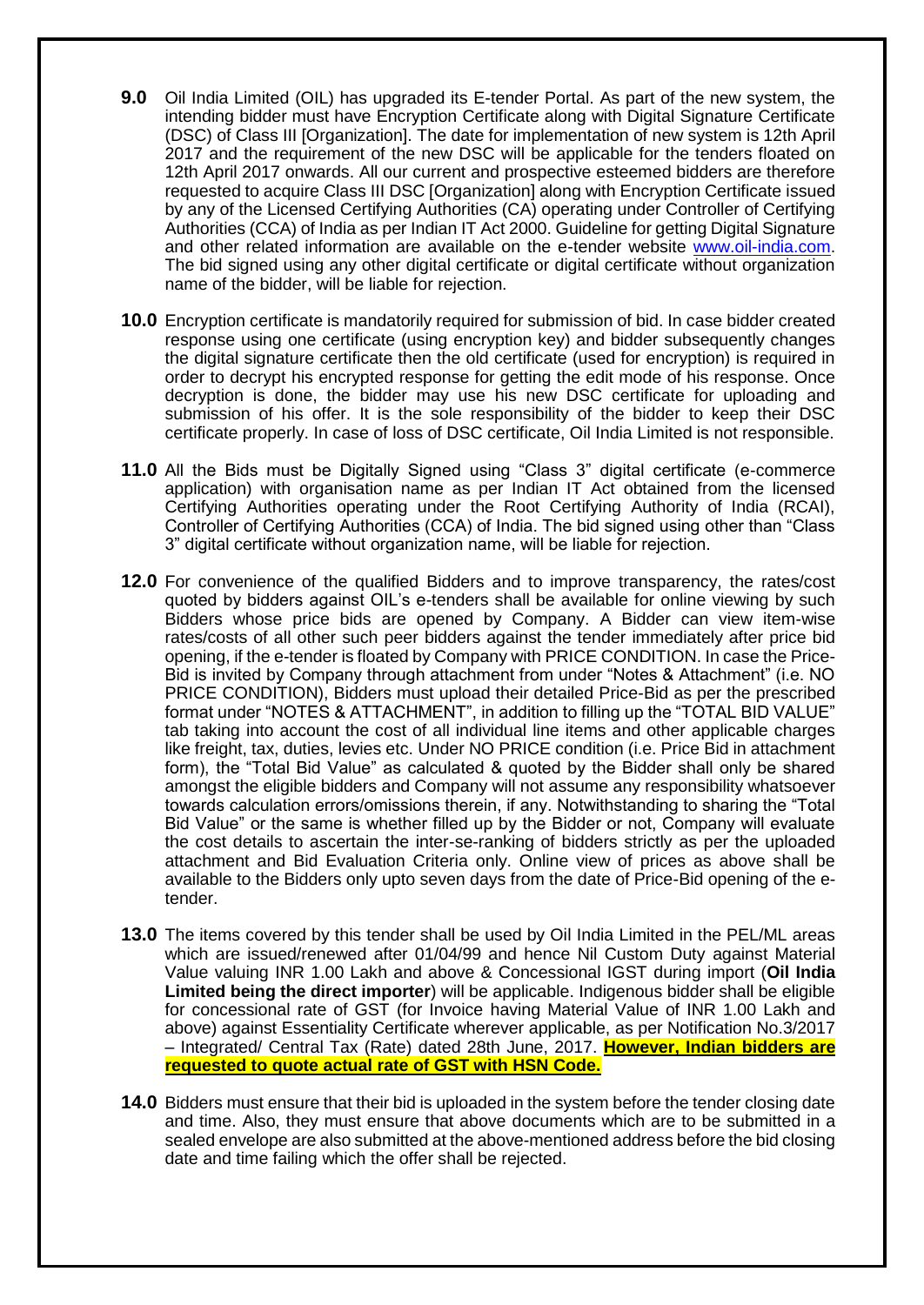**9.0** Oil India Limited (OIL) has upgraded its E-tender Portal. As part of the new system, the intending bidder must have Encryption Certificate along with Digital Signature Certificate (DSC) of Class III [Organization]. The date for implementation of new system is 12th April 2017 and the requirement of the new DSC will be applicable for the tenders floated on 12th April 2017 onwards. All our current and prospective esteemed bidders are therefore requested to acquire Class III DSC [Organization] along with Encryption Certificate issued by any of the Licensed Certifying Authorities (CA) operating under Controller of Certifying Authorities (CCA) of India as per Indian IT Act 2000. Guideline for getting Digital Signature and other related information are available on the e-tender website www.oil-india.com. The bid signed using any other digital certificate or digital certificate without organization name of the bidder, will be liable for rejection.

**10.0** Encryption certificate is mandatorily required for submission of bid. In case bidder created response using one certificate (using encryption key) and bidder subsequently changes the digital signature certificate then the old certificate (used for encryption) is required in order to decrypt his encrypted response for getting the edit mode of his response. Once decryption is done, the bidder may use his new DSC certificate for uploading and submission of his offer. It is the sole responsibility of the bidder to keep their DSC certificate properly. In case of loss of DSC certificate, Oil India Limited is not responsible.

**11.0** All the Bids must be Digitally Signed using "Class 3" digital certificate (e-commerce application) with organisation name as per Indian IT Act obtained from the licensed Certifying Authorities operating under the Root Certifying Authority of India (RCAI), Controller of Certifying Authorities (CCA) of India. The bid signed using other than "Class 3" digital certificate without organization name, will be liable for rejection.

**12.0** For convenience of the qualified Bidders and to improve transparency, the rates/cost quoted by bidders against OIL's e-tenders shall be available for online viewing by such Bidders whose price bids are opened by Company. A Bidder can view item-wise rates/costs of all other such peer bidders against the tender immediately after price bid opening, if the e-tender is floated by Company with PRICE CONDITION. In case the Price-Bid is invited by Company through attachment from under "Notes & Attachment" (i.e. NO PRICE CONDITION), Bidders must upload their detailed Price-Bid as per the prescribed format under "NOTES & ATTACHMENT", in addition to filling up the "TOTAL BID VALUE" tab taking into account the cost of all individual line items and other applicable charges like freight, tax, duties, levies etc. Under NO PRICE condition (i.e. Price Bid in attachment form), the "Total Bid Value" as calculated & quoted by the Bidder shall only be shared amongst the eligible bidders and Company will not assume any responsibility whatsoever towards calculation errors/omissions therein, if any. Notwithstanding to sharing the "Total Bid Value" or the same is whether filled up by the Bidder or not, Company will evaluate the cost details to ascertain the inter-se-ranking of bidders strictly as per the uploaded attachment and Bid Evaluation Criteria only. Online view of prices as above shall be available to the Bidders only upto seven days from the date of Price-Bid opening of the e-tender.

**13.0** The items covered by this tender shall be used by Oil India Limited in the PEL/ML areas which are issued/renewed after 01/04/99 and hence Nil Custom Duty against Material Value valuing INR 1.00 Lakh and above & Concessional IGST during import (**Oil India Limited being the direct importer**) will be applicable. Indigenous bidder shall be eligible for concessional rate of GST (for Invoice having Material Value of INR 1.00 Lakh and above) against Essentiality Certificate wherever applicable, as per Notification No.3/2017 – Integrated/ Central Tax (Rate) dated 28th June, 2017. **However, Indian bidders are requested to quote actual rate of GST with HSN Code.**

**14.0** Bidders must ensure that their bid is uploaded in the system before the tender closing date and time. Also, they must ensure that above documents which are to be submitted in a sealed envelope are also submitted at the above-mentioned address before the bid closing date and time failing which the offer shall be rejected.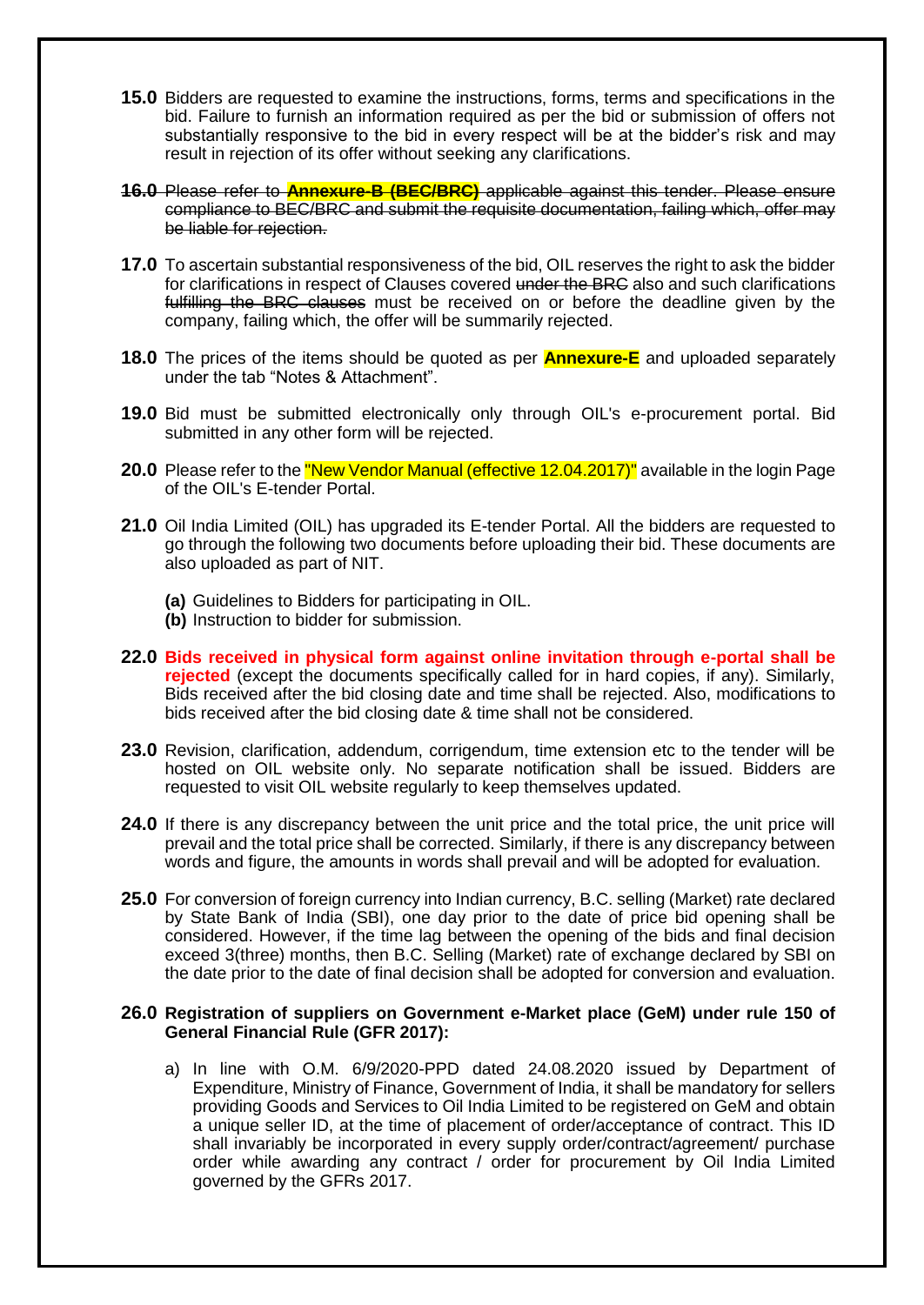**15.0** Bidders are requested to examine the instructions, forms, terms and specifications in the bid. Failure to furnish an information required as per the bid or submission of offers not substantially responsive to the bid in every respect will be at the bidder's risk and may result in rejection of its offer without seeking any clarifications.

~~**16.0** Please refer to **Annexure-B (BEC/BRC)** applicable against this tender. Please ensure compliance to BEC/BRC and submit the requisite documentation, failing which, offer may be liable for rejection.~~

**17.0** To ascertain substantial responsiveness of the bid, OIL reserves the right to ask the bidder for clarifications in respect of Clauses covered ~~under the BRC~~ also and such clarifications ~~fulfilling the BRC clauses~~ must be received on or before the deadline given by the company, failing which, the offer will be summarily rejected.

**18.0** The prices of the items should be quoted as per **Annexure-E** and uploaded separately under the tab "Notes & Attachment".

**19.0** Bid must be submitted electronically only through OIL's e-procurement portal. Bid submitted in any other form will be rejected.

**20.0** Please refer to the "New Vendor Manual (effective 12.04.2017)" available in the login Page of the OIL's E-tender Portal.

**21.0** Oil India Limited (OIL) has upgraded its E-tender Portal. All the bidders are requested to go through the following two documents before uploading their bid. These documents are also uploaded as part of NIT.

**(a)** Guidelines to Bidders for participating in OIL.
**(b)** Instruction to bidder for submission.

**22.0** **Bids received in physical form against online invitation through e-portal shall be rejected** (except the documents specifically called for in hard copies, if any). Similarly, Bids received after the bid closing date and time shall be rejected. Also, modifications to bids received after the bid closing date & time shall not be considered.

**23.0** Revision, clarification, addendum, corrigendum, time extension etc to the tender will be hosted on OIL website only. No separate notification shall be issued. Bidders are requested to visit OIL website regularly to keep themselves updated.

**24.0** If there is any discrepancy between the unit price and the total price, the unit price will prevail and the total price shall be corrected. Similarly, if there is any discrepancy between words and figure, the amounts in words shall prevail and will be adopted for evaluation.

**25.0** For conversion of foreign currency into Indian currency, B.C. selling (Market) rate declared by State Bank of India (SBI), one day prior to the date of price bid opening shall be considered. However, if the time lag between the opening of the bids and final decision exceed 3(three) months, then B.C. Selling (Market) rate of exchange declared by SBI on the date prior to the date of final decision shall be adopted for conversion and evaluation.

**26.0 Registration of suppliers on Government e-Market place (GeM) under rule 150 of General Financial Rule (GFR 2017):**

a) In line with O.M. 6/9/2020-PPD dated 24.08.2020 issued by Department of Expenditure, Ministry of Finance, Government of India, it shall be mandatory for sellers providing Goods and Services to Oil India Limited to be registered on GeM and obtain a unique seller ID, at the time of placement of order/acceptance of contract. This ID shall invariably be incorporated in every supply order/contract/agreement/ purchase order while awarding any contract / order for procurement by Oil India Limited governed by the GFRs 2017.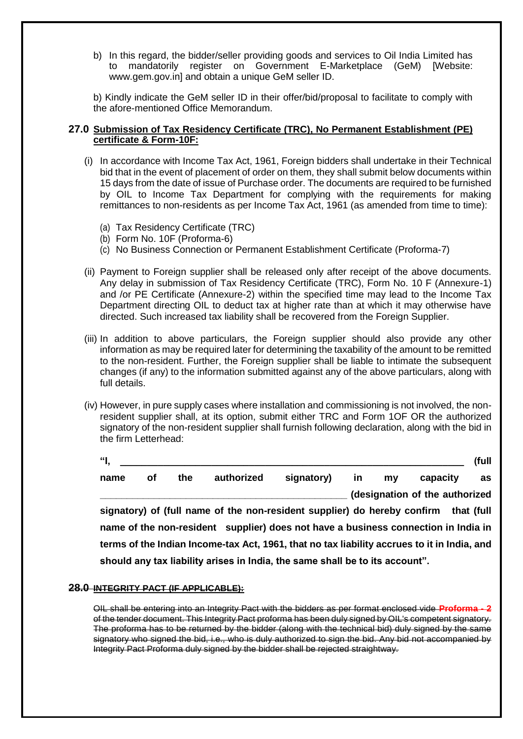b) In this regard, the bidder/seller providing goods and services to Oil India Limited has to mandatorily register on Government E-Marketplace (GeM) [Website: www.gem.gov.in] and obtain a unique GeM seller ID.

b) Kindly indicate the GeM seller ID in their offer/bid/proposal to facilitate to comply with the afore-mentioned Office Memorandum.

## 27.0 Submission of Tax Residency Certificate (TRC), No Permanent Establishment (PE) certificate & Form-10F:

(i) In accordance with Income Tax Act, 1961, Foreign bidders shall undertake in their Technical bid that in the event of placement of order on them, they shall submit below documents within 15 days from the date of issue of Purchase order. The documents are required to be furnished by OIL to Income Tax Department for complying with the requirements for making remittances to non-residents as per Income Tax Act, 1961 (as amended from time to time):

(a) Tax Residency Certificate (TRC)
(b) Form No. 10F (Proforma-6)
(c) No Business Connection or Permanent Establishment Certificate (Proforma-7)

(ii) Payment to Foreign supplier shall be released only after receipt of the above documents. Any delay in submission of Tax Residency Certificate (TRC), Form No. 10 F (Annexure-1) and /or PE Certificate (Annexure-2) within the specified time may lead to the Income Tax Department directing OIL to deduct tax at higher rate than at which it may otherwise have directed. Such increased tax liability shall be recovered from the Foreign Supplier.

(iii) In addition to above particulars, the Foreign supplier should also provide any other information as may be required later for determining the taxability of the amount to be remitted to the non-resident. Further, the Foreign supplier shall be liable to intimate the subsequent changes (if any) to the information submitted against any of the above particulars, along with full details.

(iv) However, in pure supply cases where installation and commissioning is not involved, the non-resident supplier shall, at its option, submit either TRC and Form 1OF OR the authorized signatory of the non-resident supplier shall furnish following declaration, along with the bid in the firm Letterhead:

**"I, \_\_\_\_\_\_\_\_\_\_\_\_\_\_\_\_\_\_\_\_\_\_\_\_\_\_\_\_\_\_\_\_\_\_\_\_\_\_\_\_\_\_\_\_\_\_\_\_\_\_\_\_\_\_ (full name of the authorized signatory) in my capacity as \_\_\_\_\_\_\_\_\_\_\_\_\_\_\_\_\_\_\_\_\_\_\_\_\_\_\_\_\_\_\_\_\_\_\_\_\_\_\_\_ (designation of the authorized signatory) of (full name of the non-resident supplier) do hereby confirm that (full name of the non-resident supplier) does not have a business connection in India in terms of the Indian Income-tax Act, 1961, that no tax liability accrues to it in India, and should any tax liability arises in India, the same shall be to its account".**

## ~~28.0 INTEGRITY PACT (IF APPLICABLE):~~

~~OIL shall be entering into an Integrity Pact with the bidders as per format enclosed vide **Proforma - 2** of the tender document. This Integrity Pact proforma has been duly signed by OIL's competent signatory. The proforma has to be returned by the bidder (along with the technical bid) duly signed by the same signatory who signed the bid, i.e., who is duly authorized to sign the bid. Any bid not accompanied by Integrity Pact Proforma duly signed by the bidder shall be rejected straightway.~~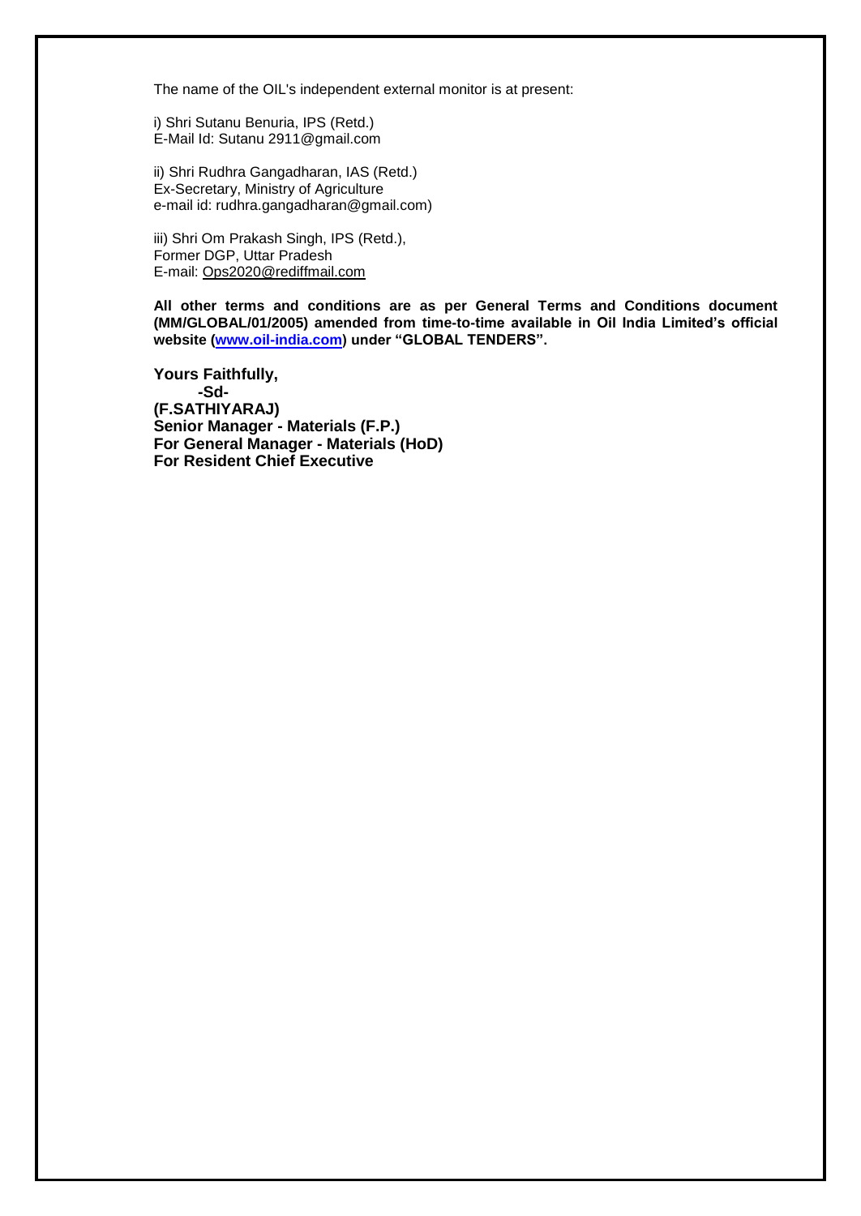The name of the OIL's independent external monitor is at present:

i) Shri Sutanu Benuria, IPS (Retd.)
E-Mail Id: Sutanu 2911@gmail.com

ii) Shri Rudhra Gangadharan, IAS (Retd.)
Ex-Secretary, Ministry of Agriculture
e-mail id: rudhra.gangadharan@gmail.com)

iii) Shri Om Prakash Singh, IPS (Retd.),
Former DGP, Uttar Pradesh
E-mail: Ops2020@rediffmail.com

**All other terms and conditions are as per General Terms and Conditions document (MM/GLOBAL/01/2005) amended from time-to-time available in Oil India Limited's official website (www.oil-india.com) under "GLOBAL TENDERS".**

**Yours Faithfully,**
**-Sd-**
**(F.SATHIYARAJ)**
**Senior Manager - Materials (F.P.)**
**For General Manager - Materials (HoD)**
**For Resident Chief Executive**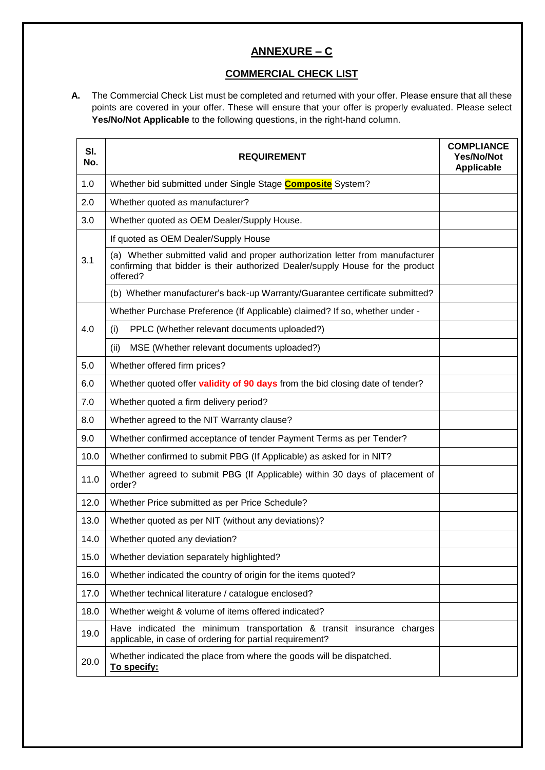## ANNEXURE – C

### COMMERCIAL CHECK LIST

**A.** The Commercial Check List must be completed and returned with your offer. Please ensure that all these points are covered in your offer. These will ensure that your offer is properly evaluated. Please select **Yes/No/Not Applicable** to the following questions, in the right-hand column.

| Sl. No. | REQUIREMENT | COMPLIANCE Yes/No/Not Applicable |
|---|---|---|
| 1.0 | Whether bid submitted under Single Stage **Composite** System? | |
| 2.0 | Whether quoted as manufacturer? | |
| 3.0 | Whether quoted as OEM Dealer/Supply House. | |
| 3.1 | If quoted as OEM Dealer/Supply House | |
| | (a) Whether submitted valid and proper authorization letter from manufacturer confirming that bidder is their authorized Dealer/supply House for the product offered? | |
| | (b) Whether manufacturer's back-up Warranty/Guarantee certificate submitted? | |
| 4.0 | Whether Purchase Preference (If Applicable) claimed? If so, whether under - | |
| | (i) PPLC (Whether relevant documents uploaded?) | |
| | (ii) MSE (Whether relevant documents uploaded?) | |
| 5.0 | Whether offered firm prices? | |
| 6.0 | Whether quoted offer **validity of 90 days** from the bid closing date of tender? | |
| 7.0 | Whether quoted a firm delivery period? | |
| 8.0 | Whether agreed to the NIT Warranty clause? | |
| 9.0 | Whether confirmed acceptance of tender Payment Terms as per Tender? | |
| 10.0 | Whether confirmed to submit PBG (If Applicable) as asked for in NIT? | |
| 11.0 | Whether agreed to submit PBG (If Applicable) within 30 days of placement of order? | |
| 12.0 | Whether Price submitted as per Price Schedule? | |
| 13.0 | Whether quoted as per NIT (without any deviations)? | |
| 14.0 | Whether quoted any deviation? | |
| 15.0 | Whether deviation separately highlighted? | |
| 16.0 | Whether indicated the country of origin for the items quoted? | |
| 17.0 | Whether technical literature / catalogue enclosed? | |
| 18.0 | Whether weight & volume of items offered indicated? | |
| 19.0 | Have indicated the minimum transportation & transit insurance charges applicable, in case of ordering for partial requirement? | |
| 20.0 | Whether indicated the place from where the goods will be dispatched. **To specify:** | |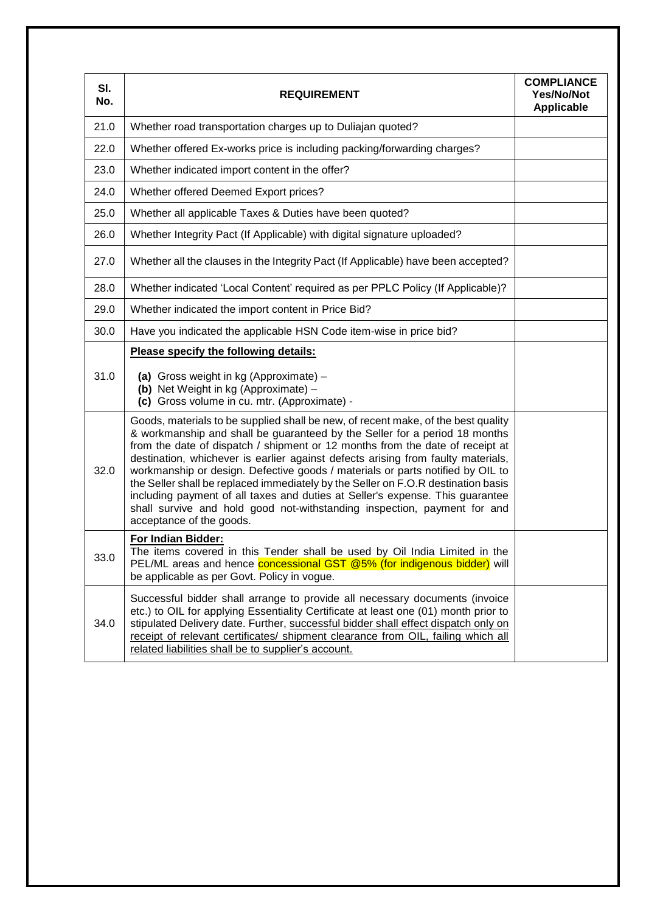| Sl. No. | REQUIREMENT | COMPLIANCE Yes/No/Not Applicable |
|---|---|---|
| 21.0 | Whether road transportation charges up to Duliajan quoted? | |
| 22.0 | Whether offered Ex-works price is including packing/forwarding charges? | |
| 23.0 | Whether indicated import content in the offer? | |
| 24.0 | Whether offered Deemed Export prices? | |
| 25.0 | Whether all applicable Taxes & Duties have been quoted? | |
| 26.0 | Whether Integrity Pact (If Applicable) with digital signature uploaded? | |
| 27.0 | Whether all the clauses in the Integrity Pact (If Applicable) have been accepted? | |
| 28.0 | Whether indicated 'Local Content' required as per PPLC Policy (If Applicable)? | |
| 29.0 | Whether indicated the import content in Price Bid? | |
| 30.0 | Have you indicated the applicable HSN Code item-wise in price bid? | |
| 31.0 | **Please specify the following details:**<br>**(a)** Gross weight in kg (Approximate) –<br>**(b)** Net Weight in kg (Approximate) –<br>**(c)** Gross volume in cu. mtr. (Approximate) - | |
| 32.0 | Goods, materials to be supplied shall be new, of recent make, of the best quality & workmanship and shall be guaranteed by the Seller for a period 18 months from the date of dispatch / shipment or 12 months from the date of receipt at destination, whichever is earlier against defects arising from faulty materials, workmanship or design. Defective goods / materials or parts notified by OIL to the Seller shall be replaced immediately by the Seller on F.O.R destination basis including payment of all taxes and duties at Seller's expense. This guarantee shall survive and hold good not-withstanding inspection, payment for and acceptance of the goods. | |
| 33.0 | **For Indian Bidder:**<br>The items covered in this Tender shall be used by Oil India Limited in the PEL/ML areas and hence concessional GST @5% (for indigenous bidder) will be applicable as per Govt. Policy in vogue. | |
| 34.0 | Successful bidder shall arrange to provide all necessary documents (invoice etc.) to OIL for applying Essentiality Certificate at least one (01) month prior to stipulated Delivery date. Further, successful bidder shall effect dispatch only on receipt of relevant certificates/ shipment clearance from OIL, failing which all related liabilities shall be to supplier's account. | |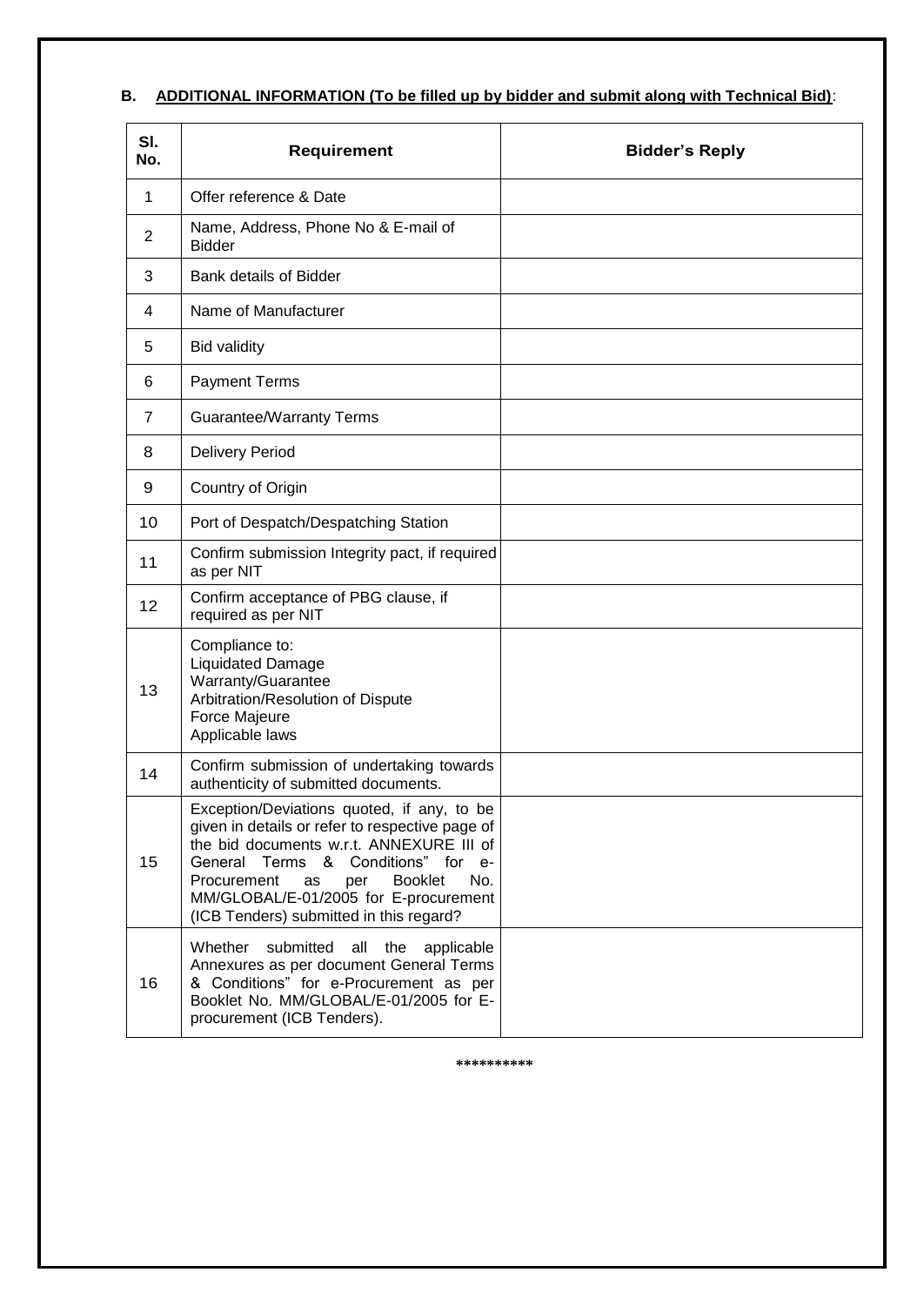## B. ADDITIONAL INFORMATION (To be filled up by bidder and submit along with Technical Bid):

| Sl. No. | Requirement | Bidder's Reply |
|---|---|---|
| 1 | Offer reference & Date | |
| 2 | Name, Address, Phone No & E-mail of Bidder | |
| 3 | Bank details of Bidder | |
| 4 | Name of Manufacturer | |
| 5 | Bid validity | |
| 6 | Payment Terms | |
| 7 | Guarantee/Warranty Terms | |
| 8 | Delivery Period | |
| 9 | Country of Origin | |
| 10 | Port of Despatch/Despatching Station | |
| 11 | Confirm submission Integrity pact, if required as per NIT | |
| 12 | Confirm acceptance of PBG clause, if required as per NIT | |
| 13 | Compliance to:<br>Liquidated Damage<br>Warranty/Guarantee<br>Arbitration/Resolution of Dispute<br>Force Majeure<br>Applicable laws | |
| 14 | Confirm submission of undertaking towards authenticity of submitted documents. | |
| 15 | Exception/Deviations quoted, if any, to be given in details or refer to respective page of the bid documents w.r.t. ANNEXURE III of General Terms & Conditions" for e-Procurement as per Booklet No. MM/GLOBAL/E-01/2005 for E-procurement (ICB Tenders) submitted in this regard? | |
| 16 | Whether submitted all the applicable Annexures as per document General Terms & Conditions" for e-Procurement as per Booklet No. MM/GLOBAL/E-01/2005 for E-procurement (ICB Tenders). | |

**********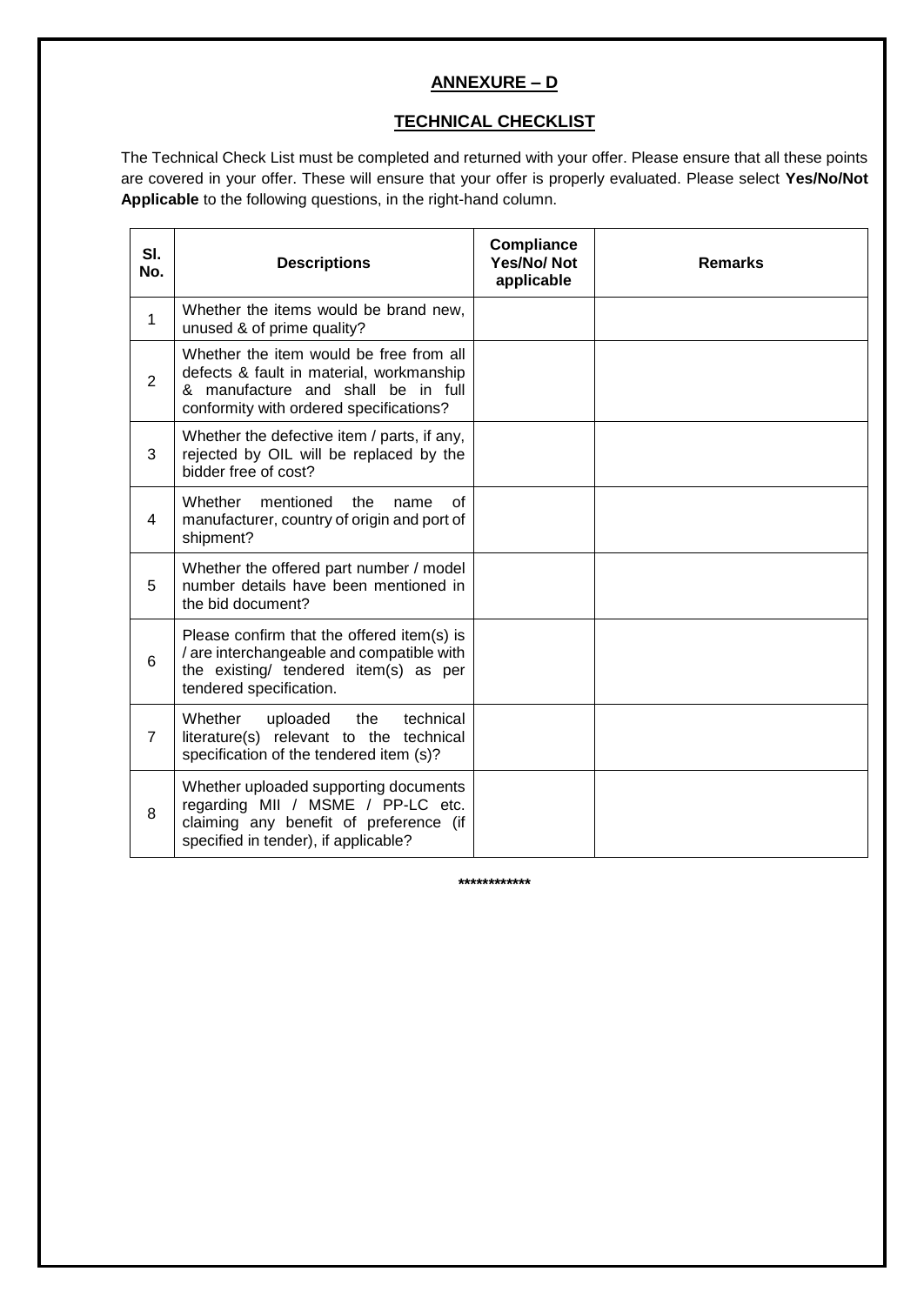## ANNEXURE – D

## TECHNICAL CHECKLIST

The Technical Check List must be completed and returned with your offer. Please ensure that all these points are covered in your offer. These will ensure that your offer is properly evaluated. Please select **Yes/No/Not Applicable** to the following questions, in the right-hand column.

| Sl. No. | Descriptions | Compliance Yes/No/ Not applicable | Remarks |
|---|---|---|---|
| 1 | Whether the items would be brand new, unused & of prime quality? | | |
| 2 | Whether the item would be free from all defects & fault in material, workmanship & manufacture and shall be in full conformity with ordered specifications? | | |
| 3 | Whether the defective item / parts, if any, rejected by OIL will be replaced by the bidder free of cost? | | |
| 4 | Whether mentioned the name of manufacturer, country of origin and port of shipment? | | |
| 5 | Whether the offered part number / model number details have been mentioned in the bid document? | | |
| 6 | Please confirm that the offered item(s) is / are interchangeable and compatible with the existing/ tendered item(s) as per tendered specification. | | |
| 7 | Whether uploaded the technical literature(s) relevant to the technical specification of the tendered item (s)? | | |
| 8 | Whether uploaded supporting documents regarding MII / MSME / PP-LC etc. claiming any benefit of preference (if specified in tender), if applicable? | | |

************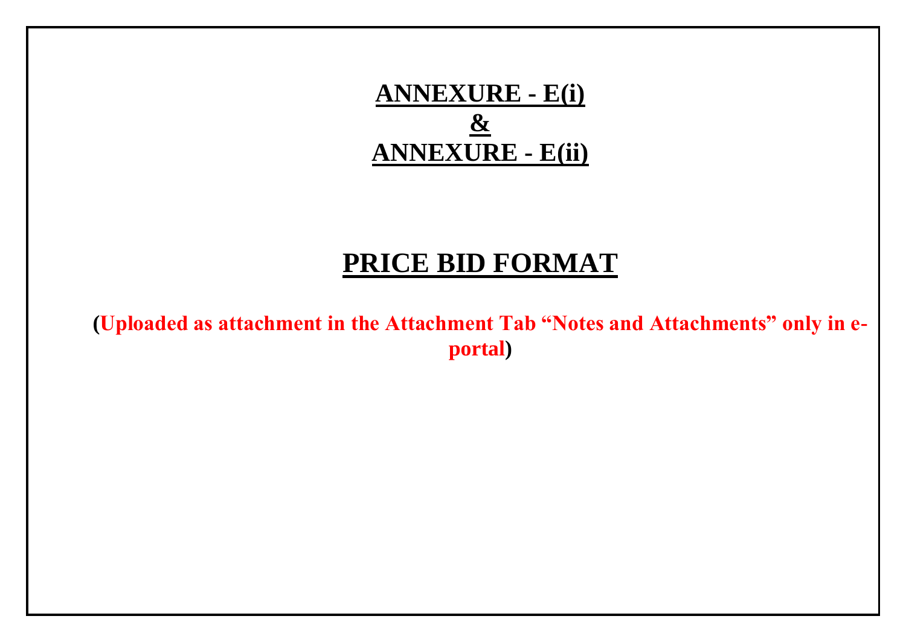# ANNEXURE - E(i)
# &
# ANNEXURE - E(ii)

# PRICE BID FORMAT

**(Uploaded as attachment in the Attachment Tab "Notes and Attachments" only in e-portal)**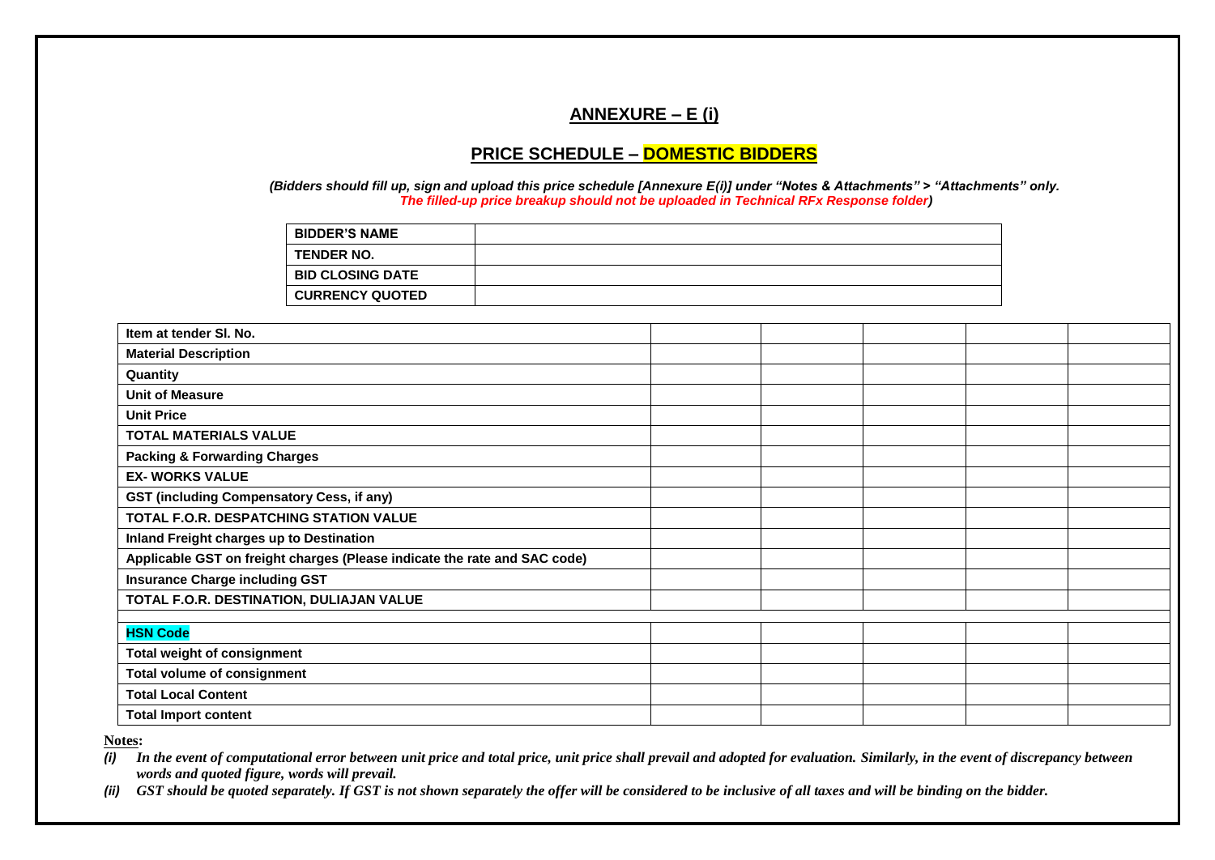## ANNEXURE – E (i)

## PRICE SCHEDULE – DOMESTIC BIDDERS

*(Bidders should fill up, sign and upload this price schedule [Annexure E(i)] under "Notes & Attachments" > "Attachments" only.*
*The filled-up price breakup should not be uploaded in Technical RFx Response folder)*

| | |
|---|---|
| **BIDDER'S NAME** | |
| **TENDER NO.** | |
| **BID CLOSING DATE** | |
| **CURRENCY QUOTED** | |

| | | | | | |
|---|---|---|---|---|---|
| **Item at tender Sl. No.** | | | | | |
| **Material Description** | | | | | |
| **Quantity** | | | | | |
| **Unit of Measure** | | | | | |
| **Unit Price** | | | | | |
| **TOTAL MATERIALS VALUE** | | | | | |
| **Packing & Forwarding Charges** | | | | | |
| **EX- WORKS VALUE** | | | | | |
| **GST (including Compensatory Cess, if any)** | | | | | |
| **TOTAL F.O.R. DESPATCHING STATION VALUE** | | | | | |
| **Inland Freight charges up to Destination** | | | | | |
| **Applicable GST on freight charges (Please indicate the rate and SAC code)** | | | | | |
| **Insurance Charge including GST** | | | | | |
| **TOTAL F.O.R. DESTINATION, DULIAJAN VALUE** | | | | | |
| | | | | | |
| **HSN Code** | | | | | |
| **Total weight of consignment** | | | | | |
| **Total volume of consignment** | | | | | |
| **Total Local Content** | | | | | |
| **Total Import content** | | | | | |

**Notes:**

*(i) In the event of computational error between unit price and total price, unit price shall prevail and adopted for evaluation. Similarly, in the event of discrepancy between words and quoted figure, words will prevail.*

*(ii) GST should be quoted separately. If GST is not shown separately the offer will be considered to be inclusive of all taxes and will be binding on the bidder.*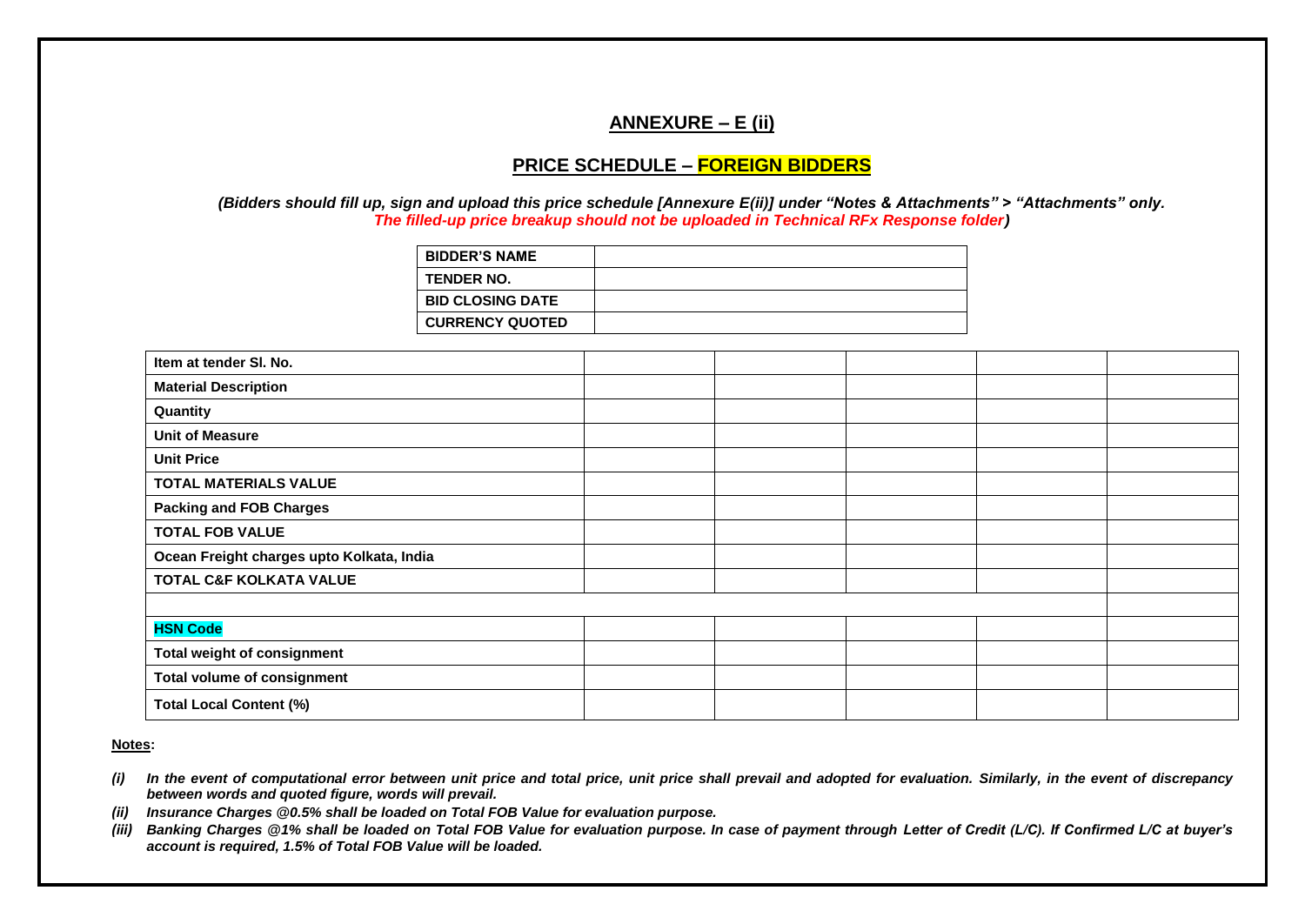## ANNEXURE – E (ii)

## PRICE SCHEDULE – FOREIGN BIDDERS

***(Bidders should fill up, sign and upload this price schedule [Annexure E(ii)] under "Notes & Attachments" > "Attachments" only. The filled-up price breakup should not be uploaded in Technical RFx Response folder)***

| **BIDDER'S NAME** | |
|---|---|
| **TENDER NO.** | |
| **BID CLOSING DATE** | |
| **CURRENCY QUOTED** | |

| **Item at tender Sl. No.** | | | | | |
|---|---|---|---|---|---|
| **Material Description** | | | | | |
| **Quantity** | | | | | |
| **Unit of Measure** | | | | | |
| **Unit Price** | | | | | |
| **TOTAL MATERIALS VALUE** | | | | | |
| **Packing and FOB Charges** | | | | | |
| **TOTAL FOB VALUE** | | | | | |
| **Ocean Freight charges upto Kolkata, India** | | | | | |
| **TOTAL C&F KOLKATA VALUE** | | | | | |
| | | | | | |
| **HSN Code** | | | | | |
| **Total weight of consignment** | | | | | |
| **Total volume of consignment** | | | | | |
| **Total Local Content (%)** | | | | | |

**Notes:**

*(i)* ***In the event of computational error between unit price and total price, unit price shall prevail and adopted for evaluation. Similarly, in the event of discrepancy between words and quoted figure, words will prevail.***

*(ii)* ***Insurance Charges @0.5% shall be loaded on Total FOB Value for evaluation purpose.***

*(iii)* ***Banking Charges @1% shall be loaded on Total FOB Value for evaluation purpose. In case of payment through Letter of Credit (L/C). If Confirmed L/C at buyer's account is required, 1.5% of Total FOB Value will be loaded.***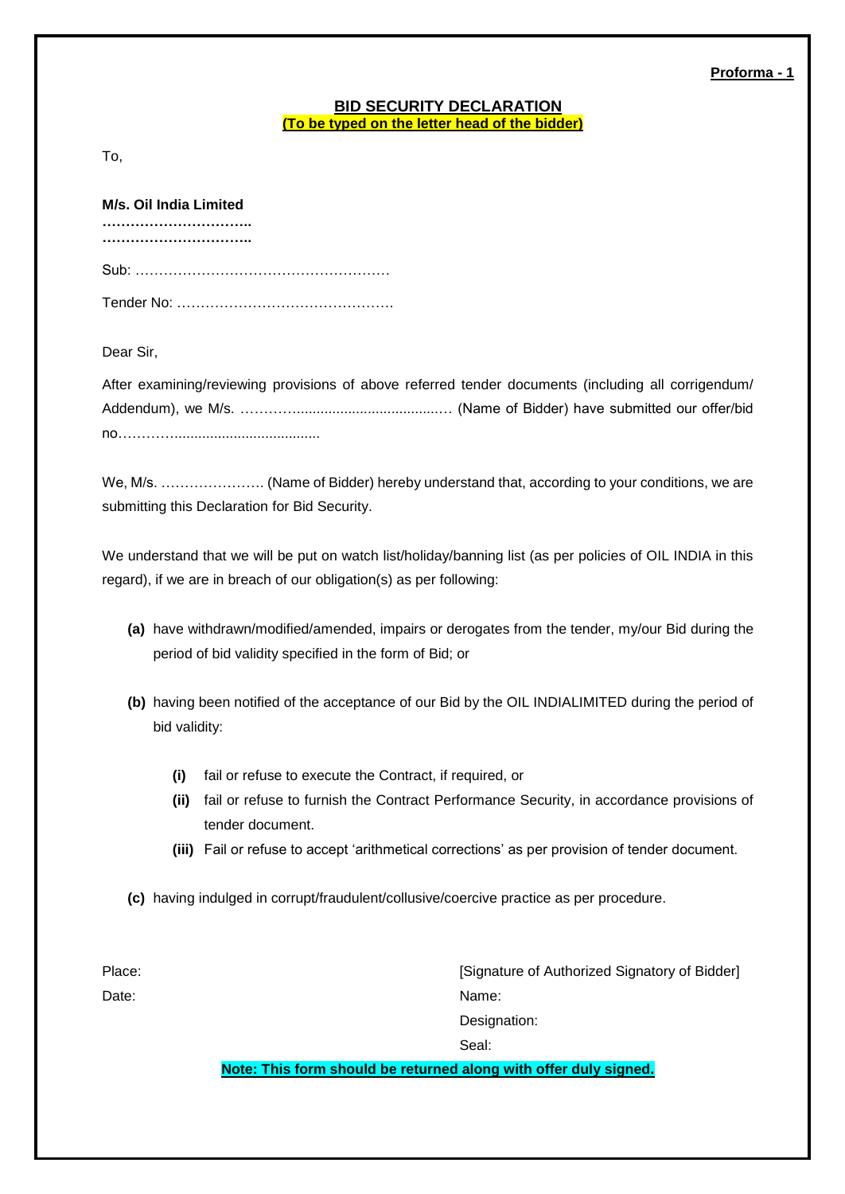**Proforma - 1**

## BID SECURITY DECLARATION

**(To be typed on the letter head of the bidder)**

To,

**M/s. Oil India Limited**
**…………………………..**
**…………………………..**

Sub: ………………………………………………

Tender No: ……………………………………….

Dear Sir,

After examining/reviewing provisions of above referred tender documents (including all corrigendum/ Addendum), we M/s. ……………..................................… (Name of Bidder) have submitted our offer/bid no……………....................................

We, M/s. …………………. (Name of Bidder) hereby understand that, according to your conditions, we are submitting this Declaration for Bid Security.

We understand that we will be put on watch list/holiday/banning list (as per policies of OIL INDIA in this regard), if we are in breach of our obligation(s) as per following:

**(a)** have withdrawn/modified/amended, impairs or derogates from the tender, my/our Bid during the period of bid validity specified in the form of Bid; or

**(b)** having been notified of the acceptance of our Bid by the OIL INDIALIMITED during the period of bid validity:

- **(i)** fail or refuse to execute the Contract, if required, or
- **(ii)** fail or refuse to furnish the Contract Performance Security, in accordance provisions of tender document.
- **(iii)** Fail or refuse to accept 'arithmetical corrections' as per provision of tender document.

**(c)** having indulged in corrupt/fraudulent/collusive/coercive practice as per procedure.

Place:

Date:

[Signature of Authorized Signatory of Bidder]
Name:
Designation:
Seal:

**Note: This form should be returned along with offer duly signed.**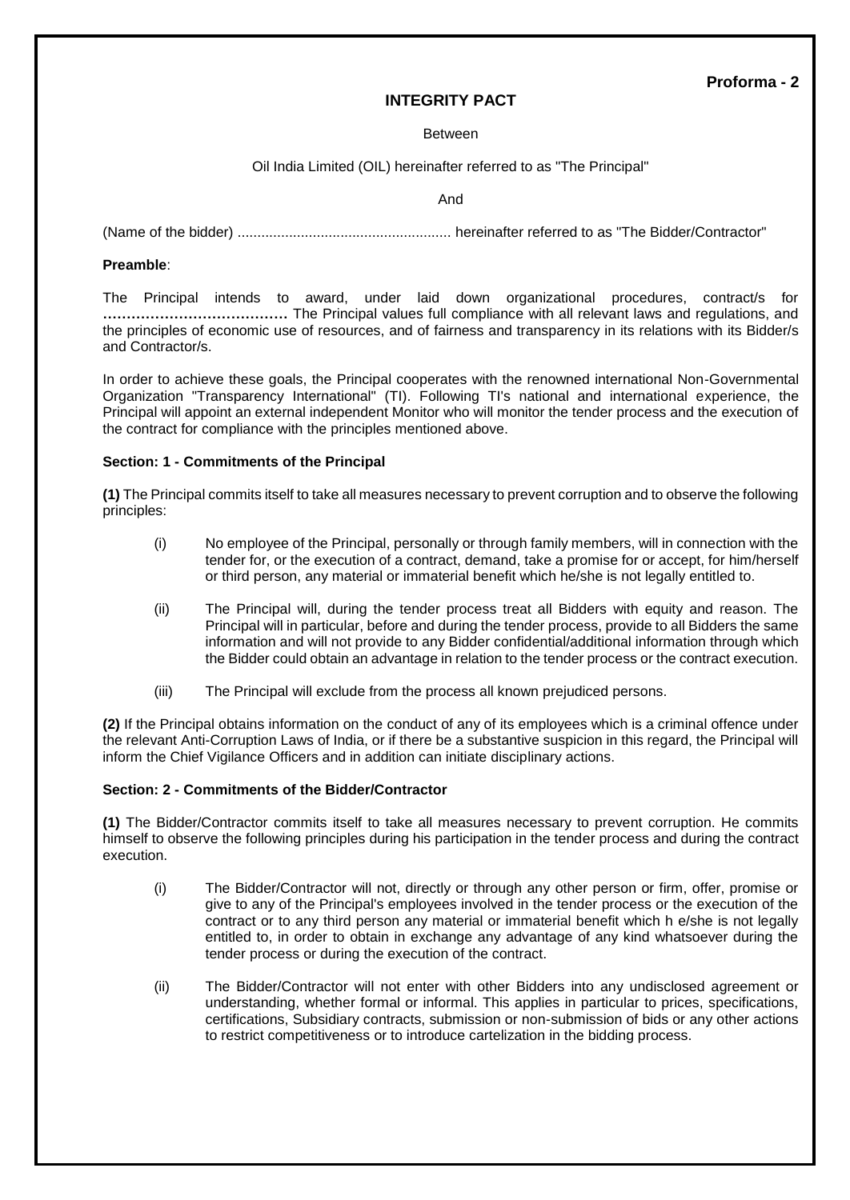**Proforma - 2**

# INTEGRITY PACT

Between

Oil India Limited (OIL) hereinafter referred to as "The Principal"

And

(Name of the bidder) ...................................................... hereinafter referred to as "The Bidder/Contractor"

**Preamble**:

The Principal intends to award, under laid down organizational procedures, contract/s for **…………………………………** The Principal values full compliance with all relevant laws and regulations, and the principles of economic use of resources, and of fairness and transparency in its relations with its Bidder/s and Contractor/s.

In order to achieve these goals, the Principal cooperates with the renowned international Non-Governmental Organization "Transparency International" (TI). Following TI's national and international experience, the Principal will appoint an external independent Monitor who will monitor the tender process and the execution of the contract for compliance with the principles mentioned above.

**Section: 1 - Commitments of the Principal**

**(1)** The Principal commits itself to take all measures necessary to prevent corruption and to observe the following principles:

(i) No employee of the Principal, personally or through family members, will in connection with the tender for, or the execution of a contract, demand, take a promise for or accept, for him/herself or third person, any material or immaterial benefit which he/she is not legally entitled to.

(ii) The Principal will, during the tender process treat all Bidders with equity and reason. The Principal will in particular, before and during the tender process, provide to all Bidders the same information and will not provide to any Bidder confidential/additional information through which the Bidder could obtain an advantage in relation to the tender process or the contract execution.

(iii) The Principal will exclude from the process all known prejudiced persons.

**(2)** If the Principal obtains information on the conduct of any of its employees which is a criminal offence under the relevant Anti-Corruption Laws of India, or if there be a substantive suspicion in this regard, the Principal will inform the Chief Vigilance Officers and in addition can initiate disciplinary actions.

**Section: 2 - Commitments of the Bidder/Contractor**

**(1)** The Bidder/Contractor commits itself to take all measures necessary to prevent corruption. He commits himself to observe the following principles during his participation in the tender process and during the contract execution.

(i) The Bidder/Contractor will not, directly or through any other person or firm, offer, promise or give to any of the Principal's employees involved in the tender process or the execution of the contract or to any third person any material or immaterial benefit which h e/she is not legally entitled to, in order to obtain in exchange any advantage of any kind whatsoever during the tender process or during the execution of the contract.

(ii) The Bidder/Contractor will not enter with other Bidders into any undisclosed agreement or understanding, whether formal or informal. This applies in particular to prices, specifications, certifications, Subsidiary contracts, submission or non-submission of bids or any other actions to restrict competitiveness or to introduce cartelization in the bidding process.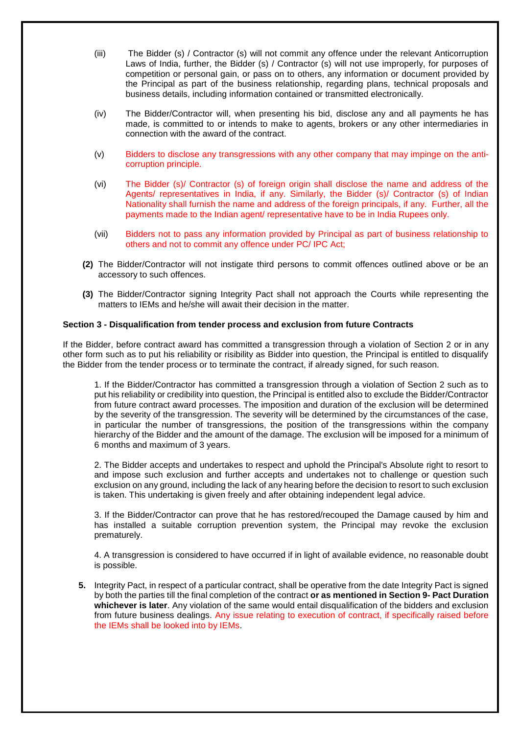(iii) The Bidder (s) / Contractor (s) will not commit any offence under the relevant Anticorruption Laws of India, further, the Bidder (s) / Contractor (s) will not use improperly, for purposes of competition or personal gain, or pass on to others, any information or document provided by the Principal as part of the business relationship, regarding plans, technical proposals and business details, including information contained or transmitted electronically.

(iv) The Bidder/Contractor will, when presenting his bid, disclose any and all payments he has made, is committed to or intends to make to agents, brokers or any other intermediaries in connection with the award of the contract.

(v) Bidders to disclose any transgressions with any other company that may impinge on the anti-corruption principle.

(vi) The Bidder (s)/ Contractor (s) of foreign origin shall disclose the name and address of the Agents/ representatives in India, if any. Similarly, the Bidder (s)/ Contractor (s) of Indian Nationality shall furnish the name and address of the foreign principals, if any. Further, all the payments made to the Indian agent/ representative have to be in India Rupees only.

(vii) Bidders not to pass any information provided by Principal as part of business relationship to others and not to commit any offence under PC/ IPC Act;

**(2)** The Bidder/Contractor will not instigate third persons to commit offences outlined above or be an accessory to such offences.

**(3)** The Bidder/Contractor signing Integrity Pact shall not approach the Courts while representing the matters to IEMs and he/she will await their decision in the matter.

**Section 3 - Disqualification from tender process and exclusion from future Contracts**

If the Bidder, before contract award has committed a transgression through a violation of Section 2 or in any other form such as to put his reliability or risibility as Bidder into question, the Principal is entitled to disqualify the Bidder from the tender process or to terminate the contract, if already signed, for such reason.

1. If the Bidder/Contractor has committed a transgression through a violation of Section 2 such as to put his reliability or credibility into question, the Principal is entitled also to exclude the Bidder/Contractor from future contract award processes. The imposition and duration of the exclusion will be determined by the severity of the transgression. The severity will be determined by the circumstances of the case, in particular the number of transgressions, the position of the transgressions within the company hierarchy of the Bidder and the amount of the damage. The exclusion will be imposed for a minimum of 6 months and maximum of 3 years.

2. The Bidder accepts and undertakes to respect and uphold the Principal's Absolute right to resort to and impose such exclusion and further accepts and undertakes not to challenge or question such exclusion on any ground, including the lack of any hearing before the decision to resort to such exclusion is taken. This undertaking is given freely and after obtaining independent legal advice.

3. If the Bidder/Contractor can prove that he has restored/recouped the Damage caused by him and has installed a suitable corruption prevention system, the Principal may revoke the exclusion prematurely.

4. A transgression is considered to have occurred if in light of available evidence, no reasonable doubt is possible.

**5.** Integrity Pact, in respect of a particular contract, shall be operative from the date Integrity Pact is signed by both the parties till the final completion of the contract **or as mentioned in Section 9- Pact Duration whichever is later**. Any violation of the same would entail disqualification of the bidders and exclusion from future business dealings. Any issue relating to execution of contract, if specifically raised before the IEMs shall be looked into by IEMs.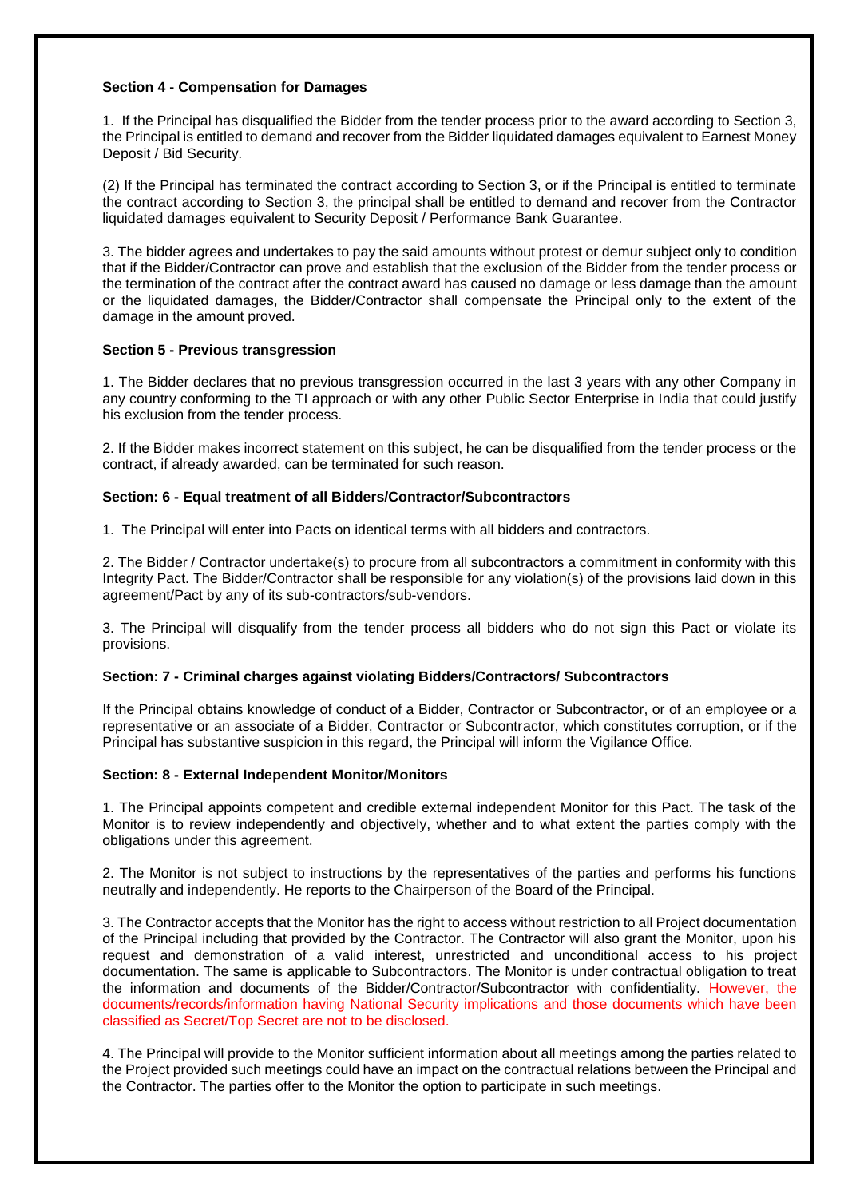**Section 4 - Compensation for Damages**

1. If the Principal has disqualified the Bidder from the tender process prior to the award according to Section 3, the Principal is entitled to demand and recover from the Bidder liquidated damages equivalent to Earnest Money Deposit / Bid Security.

(2) If the Principal has terminated the contract according to Section 3, or if the Principal is entitled to terminate the contract according to Section 3, the principal shall be entitled to demand and recover from the Contractor liquidated damages equivalent to Security Deposit / Performance Bank Guarantee.

3. The bidder agrees and undertakes to pay the said amounts without protest or demur subject only to condition that if the Bidder/Contractor can prove and establish that the exclusion of the Bidder from the tender process or the termination of the contract after the contract award has caused no damage or less damage than the amount or the liquidated damages, the Bidder/Contractor shall compensate the Principal only to the extent of the damage in the amount proved.

**Section 5 - Previous transgression**

1. The Bidder declares that no previous transgression occurred in the last 3 years with any other Company in any country conforming to the TI approach or with any other Public Sector Enterprise in India that could justify his exclusion from the tender process.

2. If the Bidder makes incorrect statement on this subject, he can be disqualified from the tender process or the contract, if already awarded, can be terminated for such reason.

**Section: 6 - Equal treatment of all Bidders/Contractor/Subcontractors**

1. The Principal will enter into Pacts on identical terms with all bidders and contractors.

2. The Bidder / Contractor undertake(s) to procure from all subcontractors a commitment in conformity with this Integrity Pact. The Bidder/Contractor shall be responsible for any violation(s) of the provisions laid down in this agreement/Pact by any of its sub-contractors/sub-vendors.

3. The Principal will disqualify from the tender process all bidders who do not sign this Pact or violate its provisions.

**Section: 7 - Criminal charges against violating Bidders/Contractors/ Subcontractors**

If the Principal obtains knowledge of conduct of a Bidder, Contractor or Subcontractor, or of an employee or a representative or an associate of a Bidder, Contractor or Subcontractor, which constitutes corruption, or if the Principal has substantive suspicion in this regard, the Principal will inform the Vigilance Office.

**Section: 8 - External Independent Monitor/Monitors**

1. The Principal appoints competent and credible external independent Monitor for this Pact. The task of the Monitor is to review independently and objectively, whether and to what extent the parties comply with the obligations under this agreement.

2. The Monitor is not subject to instructions by the representatives of the parties and performs his functions neutrally and independently. He reports to the Chairperson of the Board of the Principal.

3. The Contractor accepts that the Monitor has the right to access without restriction to all Project documentation of the Principal including that provided by the Contractor. The Contractor will also grant the Monitor, upon his request and demonstration of a valid interest, unrestricted and unconditional access to his project documentation. The same is applicable to Subcontractors. The Monitor is under contractual obligation to treat the information and documents of the Bidder/Contractor/Subcontractor with confidentiality. However, the documents/records/information having National Security implications and those documents which have been classified as Secret/Top Secret are not to be disclosed.

4. The Principal will provide to the Monitor sufficient information about all meetings among the parties related to the Project provided such meetings could have an impact on the contractual relations between the Principal and the Contractor. The parties offer to the Monitor the option to participate in such meetings.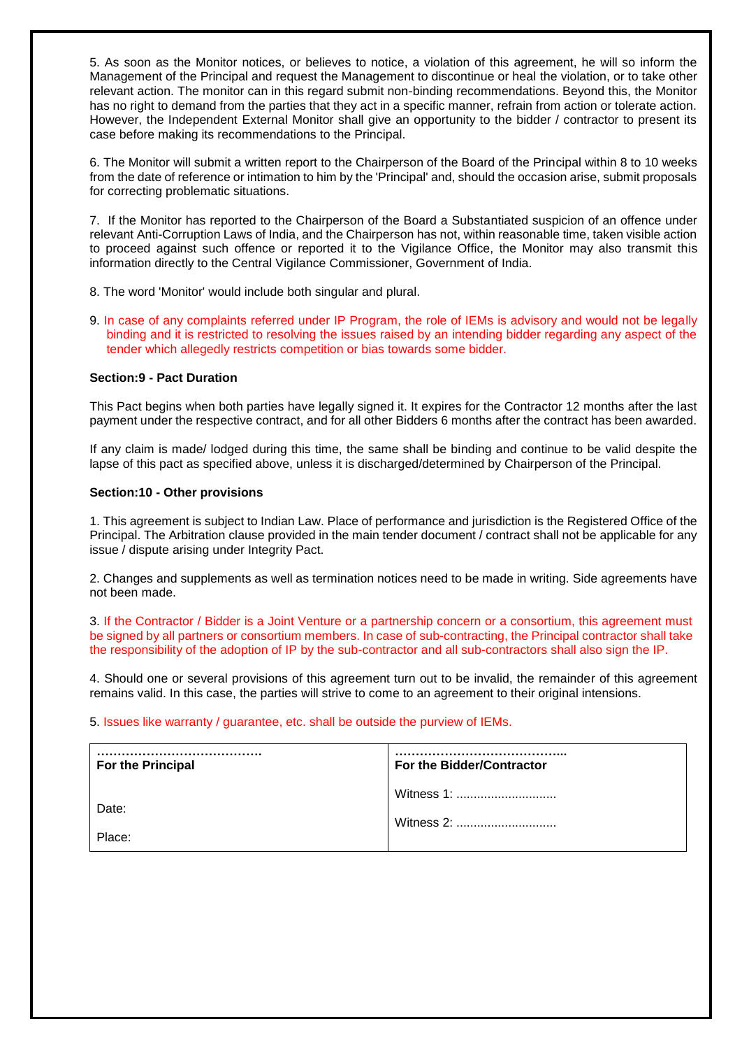5. As soon as the Monitor notices, or believes to notice, a violation of this agreement, he will so inform the Management of the Principal and request the Management to discontinue or heal the violation, or to take other relevant action. The monitor can in this regard submit non-binding recommendations. Beyond this, the Monitor has no right to demand from the parties that they act in a specific manner, refrain from action or tolerate action. However, the Independent External Monitor shall give an opportunity to the bidder / contractor to present its case before making its recommendations to the Principal.

6. The Monitor will submit a written report to the Chairperson of the Board of the Principal within 8 to 10 weeks from the date of reference or intimation to him by the 'Principal' and, should the occasion arise, submit proposals for correcting problematic situations.

7. If the Monitor has reported to the Chairperson of the Board a Substantiated suspicion of an offence under relevant Anti-Corruption Laws of India, and the Chairperson has not, within reasonable time, taken visible action to proceed against such offence or reported it to the Vigilance Office, the Monitor may also transmit this information directly to the Central Vigilance Commissioner, Government of India.

8. The word 'Monitor' would include both singular and plural.

9. In case of any complaints referred under IP Program, the role of IEMs is advisory and would not be legally binding and it is restricted to resolving the issues raised by an intending bidder regarding any aspect of the tender which allegedly restricts competition or bias towards some bidder.

**Section:9 - Pact Duration**

This Pact begins when both parties have legally signed it. It expires for the Contractor 12 months after the last payment under the respective contract, and for all other Bidders 6 months after the contract has been awarded.

If any claim is made/ lodged during this time, the same shall be binding and continue to be valid despite the lapse of this pact as specified above, unless it is discharged/determined by Chairperson of the Principal.

**Section:10 - Other provisions**

1. This agreement is subject to Indian Law. Place of performance and jurisdiction is the Registered Office of the Principal. The Arbitration clause provided in the main tender document / contract shall not be applicable for any issue / dispute arising under Integrity Pact.

2. Changes and supplements as well as termination notices need to be made in writing. Side agreements have not been made.

3. If the Contractor / Bidder is a Joint Venture or a partnership concern or a consortium, this agreement must be signed by all partners or consortium members. In case of sub-contracting, the Principal contractor shall take the responsibility of the adoption of IP by the sub-contractor and all sub-contractors shall also sign the IP.

4. Should one or several provisions of this agreement turn out to be invalid, the remainder of this agreement remains valid. In this case, the parties will strive to come to an agreement to their original intensions.

5. Issues like warranty / guarantee, etc. shall be outside the purview of IEMs.

| ………………………………….<br>**For the Principal** | …………………………………..<br>**For the Bidder/Contractor** |
|---|---|
| Date:<br><br>Place: | Witness 1: ............................<br><br>Witness 2: ............................ |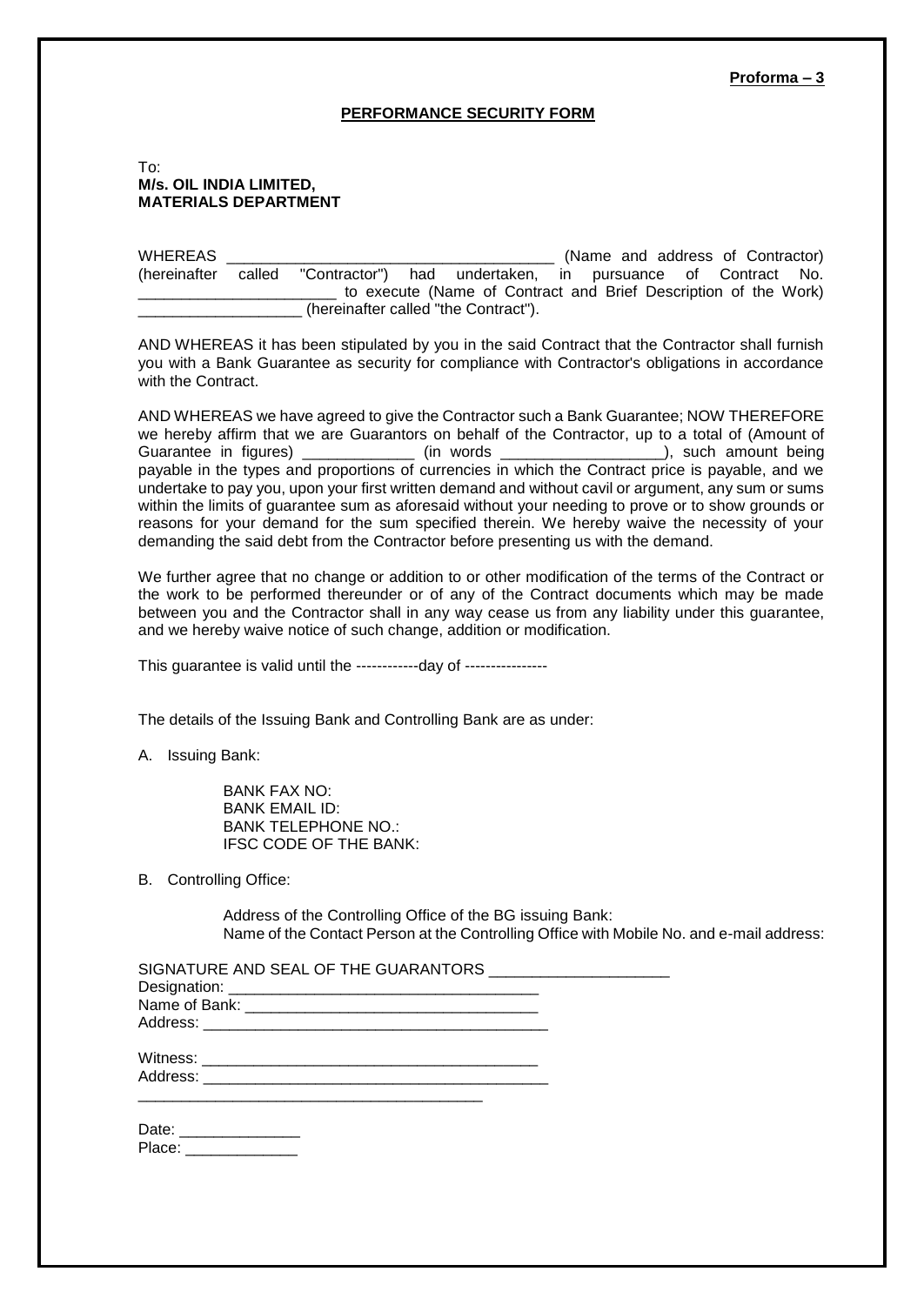**Proforma – 3**

**PERFORMANCE SECURITY FORM**

To:
**M/s. OIL INDIA LIMITED,**
**MATERIALS DEPARTMENT**

WHEREAS ______________________________________ (Name and address of Contractor) (hereinafter called "Contractor") had undertaken, in pursuance of Contract No. _______________________ to execute (Name of Contract and Brief Description of the Work) ___________________ (hereinafter called "the Contract").

AND WHEREAS it has been stipulated by you in the said Contract that the Contractor shall furnish you with a Bank Guarantee as security for compliance with Contractor's obligations in accordance with the Contract.

AND WHEREAS we have agreed to give the Contractor such a Bank Guarantee; NOW THEREFORE we hereby affirm that we are Guarantors on behalf of the Contractor, up to a total of (Amount of Guarantee in figures) _____________ (in words __________________), such amount being payable in the types and proportions of currencies in which the Contract price is payable, and we undertake to pay you, upon your first written demand and without cavil or argument, any sum or sums within the limits of guarantee sum as aforesaid without your needing to prove or to show grounds or reasons for your demand for the sum specified therein. We hereby waive the necessity of your demanding the said debt from the Contractor before presenting us with the demand.

We further agree that no change or addition to or other modification of the terms of the Contract or the work to be performed thereunder or of any of the Contract documents which may be made between you and the Contractor shall in any way cease us from any liability under this guarantee, and we hereby waive notice of such change, addition or modification.

This guarantee is valid until the ------------day of ----------------

The details of the Issuing Bank and Controlling Bank are as under:

A. Issuing Bank:

BANK FAX NO:
BANK EMAIL ID:
BANK TELEPHONE NO.:
IFSC CODE OF THE BANK:

B. Controlling Office:

Address of the Controlling Office of the BG issuing Bank:
Name of the Contact Person at the Controlling Office with Mobile No. and e-mail address:

SIGNATURE AND SEAL OF THE GUARANTORS _____________________
Designation: ____________________________________
Name of Bank: __________________________________
Address: ________________________________________

Witness: _______________________________________
Address: ________________________________________
________________________________________

Date: ______________
Place: _____________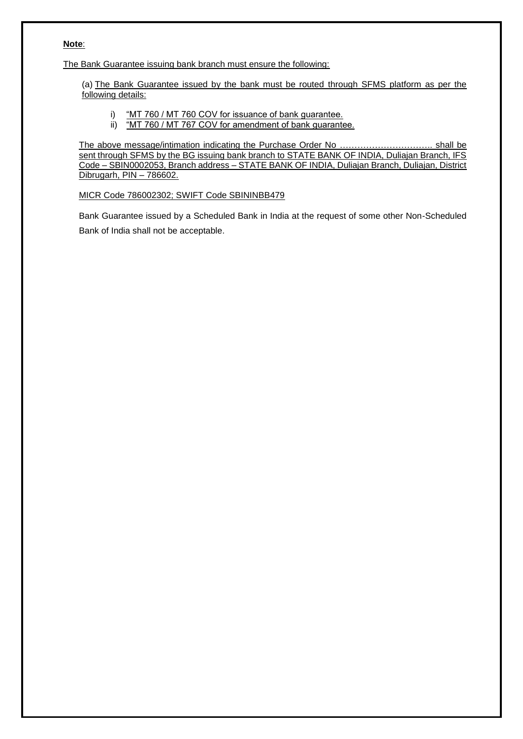**Note**:

The Bank Guarantee issuing bank branch must ensure the following:

(a) The Bank Guarantee issued by the bank must be routed through SFMS platform as per the following details:

i) "MT 760 / MT 760 COV for issuance of bank guarantee.
ii) "MT 760 / MT 767 COV for amendment of bank guarantee.

The above message/intimation indicating the Purchase Order No ………………………….. shall be sent through SFMS by the BG issuing bank branch to STATE BANK OF INDIA, Duliajan Branch, IFS Code – SBIN0002053, Branch address – STATE BANK OF INDIA, Duliajan Branch, Duliajan, District Dibrugarh, PIN – 786602.

MICR Code 786002302; SWIFT Code SBININBB479

Bank Guarantee issued by a Scheduled Bank in India at the request of some other Non-Scheduled Bank of India shall not be acceptable.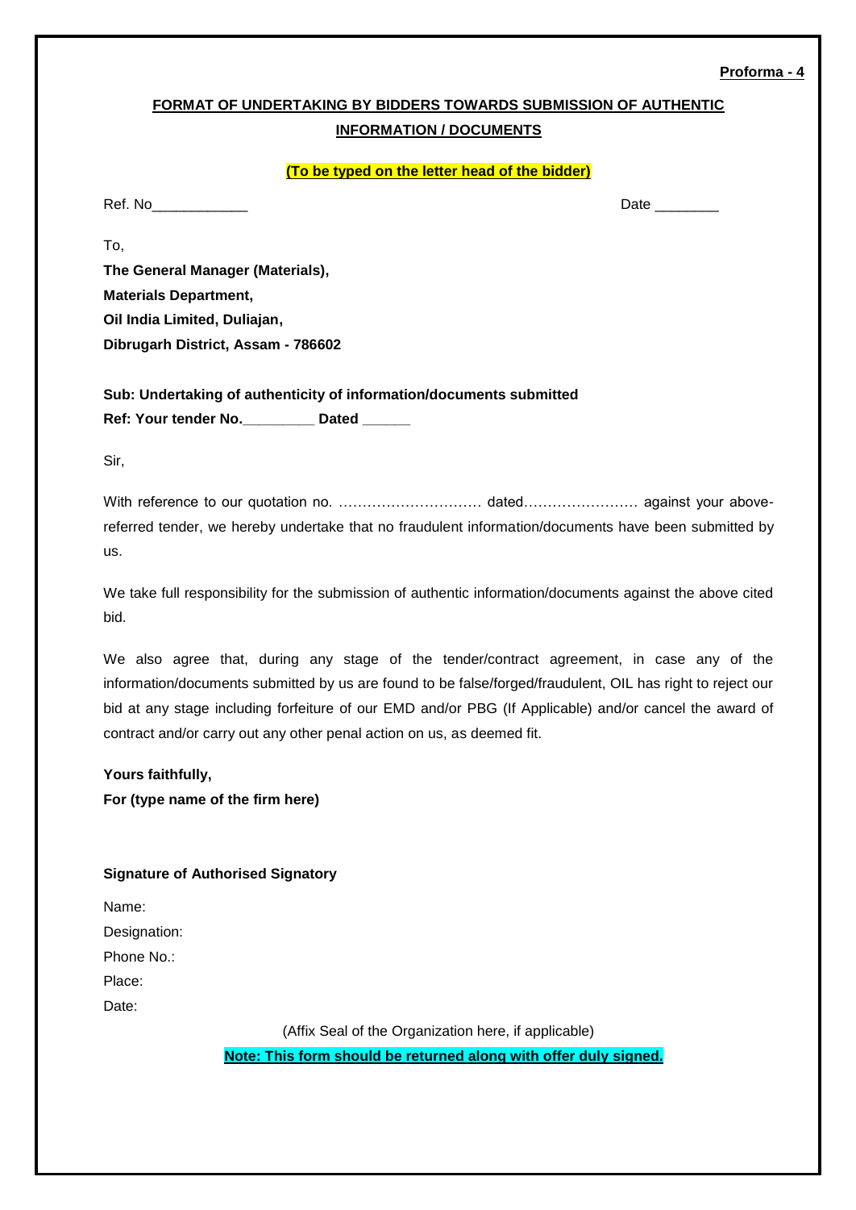**Proforma - 4**

## FORMAT OF UNDERTAKING BY BIDDERS TOWARDS SUBMISSION OF AUTHENTIC INFORMATION / DOCUMENTS

**(To be typed on the letter head of the bidder)**

Ref. No____________ Date ________

To,

**The General Manager (Materials),**
**Materials Department,**
**Oil India Limited, Duliajan,**
**Dibrugarh District, Assam - 786602**

**Sub: Undertaking of authenticity of information/documents submitted**
**Ref: Your tender No.________ Dated ______**

Sir,

With reference to our quotation no. ………………………… dated…………………… against your above-referred tender, we hereby undertake that no fraudulent information/documents have been submitted by us.

We take full responsibility for the submission of authentic information/documents against the above cited bid.

We also agree that, during any stage of the tender/contract agreement, in case any of the information/documents submitted by us are found to be false/forged/fraudulent, OIL has right to reject our bid at any stage including forfeiture of our EMD and/or PBG (If Applicable) and/or cancel the award of contract and/or carry out any other penal action on us, as deemed fit.

**Yours faithfully,**
**For (type name of the firm here)**

**Signature of Authorised Signatory**

Name:
Designation:
Phone No.:
Place:
Date:

(Affix Seal of the Organization here, if applicable)

**Note: This form should be returned along with offer duly signed.**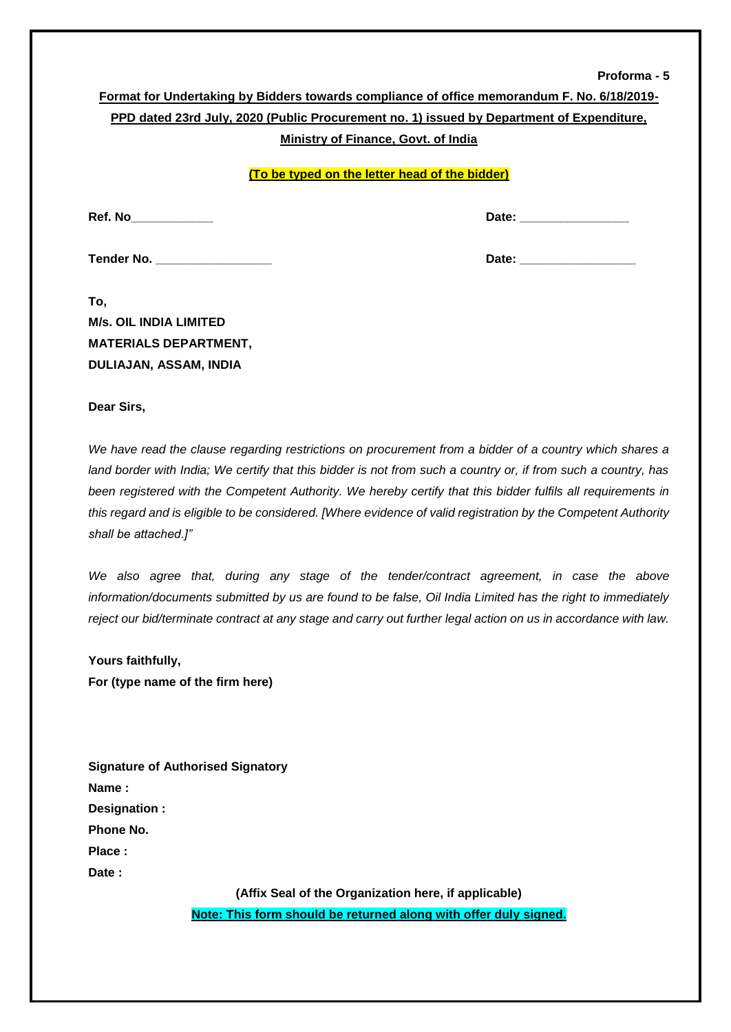**Proforma - 5**

**Format for Undertaking by Bidders towards compliance of office memorandum F. No. 6/18/2019-PPD dated 23rd July, 2020 (Public Procurement no. 1) issued by Department of Expenditure, Ministry of Finance, Govt. of India**

**(To be typed on the letter head of the bidder)**

**Ref. No____________** **Date: ________________**

**Tender No. _________________** **Date: _________________**

**To,**
**M/s. OIL INDIA LIMITED**
**MATERIALS DEPARTMENT,**
**DULIAJAN, ASSAM, INDIA**

**Dear Sirs,**

*We have read the clause regarding restrictions on procurement from a bidder of a country which shares a land border with India; We certify that this bidder is not from such a country or, if from such a country, has been registered with the Competent Authority. We hereby certify that this bidder fulfils all requirements in this regard and is eligible to be considered. [Where evidence of valid registration by the Competent Authority shall be attached.]"*

*We also agree that, during any stage of the tender/contract agreement, in case the above information/documents submitted by us are found to be false, Oil India Limited has the right to immediately reject our bid/terminate contract at any stage and carry out further legal action on us in accordance with law.*

**Yours faithfully,**
**For (type name of the firm here)**

**Signature of Authorised Signatory**
**Name :**
**Designation :**
**Phone No.**
**Place :**
**Date :**

**(Affix Seal of the Organization here, if applicable)**

**Note: This form should be returned along with offer duly signed.**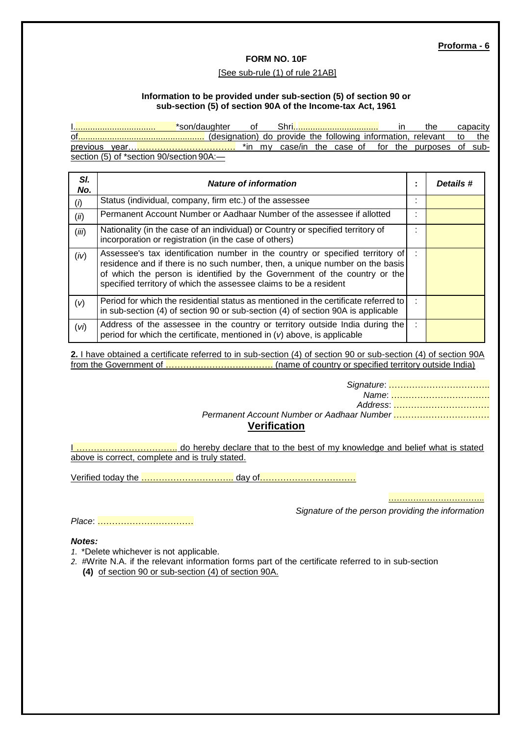**Proforma - 6**

**FORM NO. 10F**

[See sub-rule (1) of rule 21AB]

**Information to be provided under sub-section (5) of section 90 or sub-section (5) of section 90A of the Income-tax Act, 1961**

I.................................. *son/daughter of Shri.................................. in the capacity of.................................................... (designation) do provide the following information, relevant to the previous year…………………………………. *in my case/in the case of for the purposes of sub-section (5) of *section 90/section 90A:—

| *Sl. No.* | *Nature of information* | : | *Details #* |
|---|---|---|---|
| (*i*) | Status (individual, company, firm etc.) of the assessee | : | |
| (*ii*) | Permanent Account Number or Aadhaar Number of the assessee if allotted | : | |
| (*iii*) | Nationality (in the case of an individual) or Country or specified territory of incorporation or registration (in the case of others) | : | |
| (*iv*) | Assessee's tax identification number in the country or specified territory of residence and if there is no such number, then, a unique number on the basis of which the person is identified by the Government of the country or the specified territory of which the assessee claims to be a resident | : | |
| (*v*) | Period for which the residential status as mentioned in the certificate referred to in sub-section (4) of section 90 or sub-section (4) of section 90A is applicable | : | |
| (*vi*) | Address of the assessee in the country or territory outside India during the period for which the certificate, mentioned in (*v*) above, is applicable | : | |

**2.** I have obtained a certificate referred to in sub-section (4) of section 90 or sub-section (4) of section 90A from the Government of ………………………………. (name of country or specified territory outside India)

*Signature*: ……………………………..

*Name*: ……………………………..

*Address*: ……………………………

*Permanent Account Number or Aadhaar Number* ……………………………

## Verification

I …………………………….. do hereby declare that to the best of my knowledge and belief what is stated above is correct, complete and is truly stated.

Verified today the ………………………….. day of……………………………

……………………………..

*Signature of the person providing the information*

*Place*: ……………………………

***Notes:***

1. *Delete whichever is not applicable.
2. #Write N.A. if the relevant information forms part of the certificate referred to in sub-section **(4)** of section 90 or sub-section (4) of section 90A.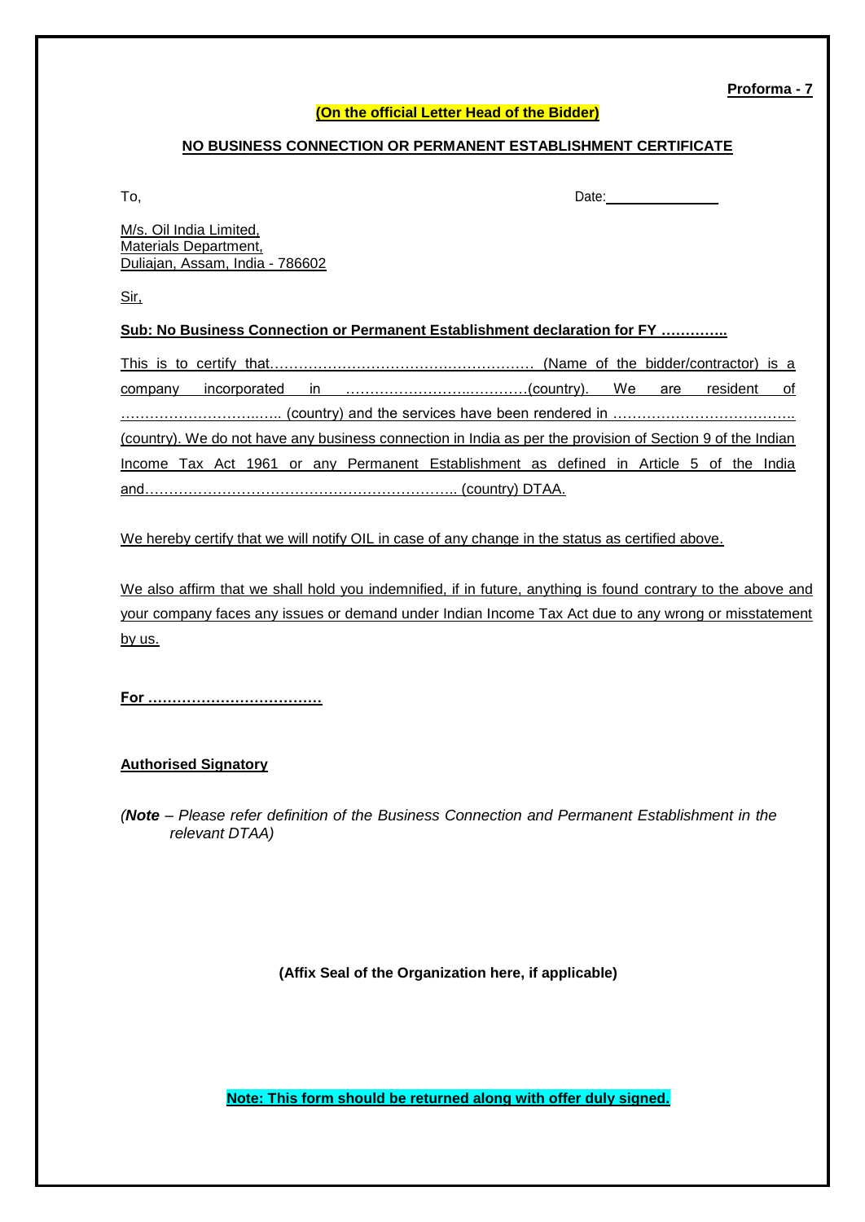**Proforma - 7**

**(On the official Letter Head of the Bidder)**

**NO BUSINESS CONNECTION OR PERMANENT ESTABLISHMENT CERTIFICATE**

To,

Date: _______________

M/s. Oil India Limited,
Materials Department,
Duliajan, Assam, India - 786602

Sir,

**Sub: No Business Connection or Permanent Establishment declaration for FY …………..**

This is to certify that……………………………….……………… (Name of the bidder/contractor) is a company incorporated in …………………….…………(country). We are resident of ……………………….….. (country) and the services have been rendered in ……………………………….. (country). We do not have any business connection in India as per the provision of Section 9 of the Indian Income Tax Act 1961 or any Permanent Establishment as defined in Article 5 of the India and……………………………………………………….. (country) DTAA.

We hereby certify that we will notify OIL in case of any change in the status as certified above.

We also affirm that we shall hold you indemnified, if in future, anything is found contrary to the above and your company faces any issues or demand under Indian Income Tax Act due to any wrong or misstatement by us.

**For ………………………………**

**Authorised Signatory**

*(**Note** – Please refer definition of the Business Connection and Permanent Establishment in the relevant DTAA)*

**(Affix Seal of the Organization here, if applicable)**

**Note: This form should be returned along with offer duly signed.**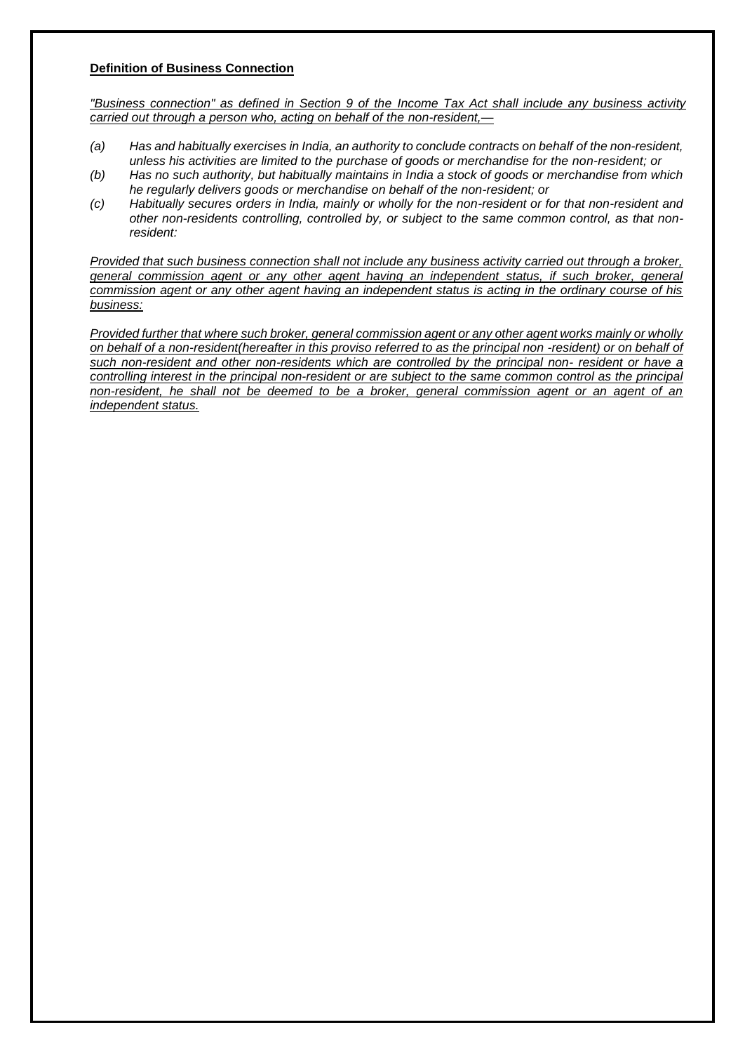**Definition of Business Connection**

*"Business connection" as defined in Section 9 of the Income Tax Act shall include any business activity carried out through a person who, acting on behalf of the non-resident,—*

*(a) Has and habitually exercises in India, an authority to conclude contracts on behalf of the non-resident, unless his activities are limited to the purchase of goods or merchandise for the non-resident; or*

*(b) Has no such authority, but habitually maintains in India a stock of goods or merchandise from which he regularly delivers goods or merchandise on behalf of the non-resident; or*

*(c) Habitually secures orders in India, mainly or wholly for the non-resident or for that non-resident and other non-residents controlling, controlled by, or subject to the same common control, as that non-resident:*

*Provided that such business connection shall not include any business activity carried out through a broker, general commission agent or any other agent having an independent status, if such broker, general commission agent or any other agent having an independent status is acting in the ordinary course of his business:*

*Provided further that where such broker, general commission agent or any other agent works mainly or wholly on behalf of a non-resident(hereafter in this proviso referred to as the principal non -resident) or on behalf of such non-resident and other non-residents which are controlled by the principal non- resident or have a controlling interest in the principal non-resident or are subject to the same common control as the principal non-resident, he shall not be deemed to be a broker, general commission agent or an agent of an independent status.*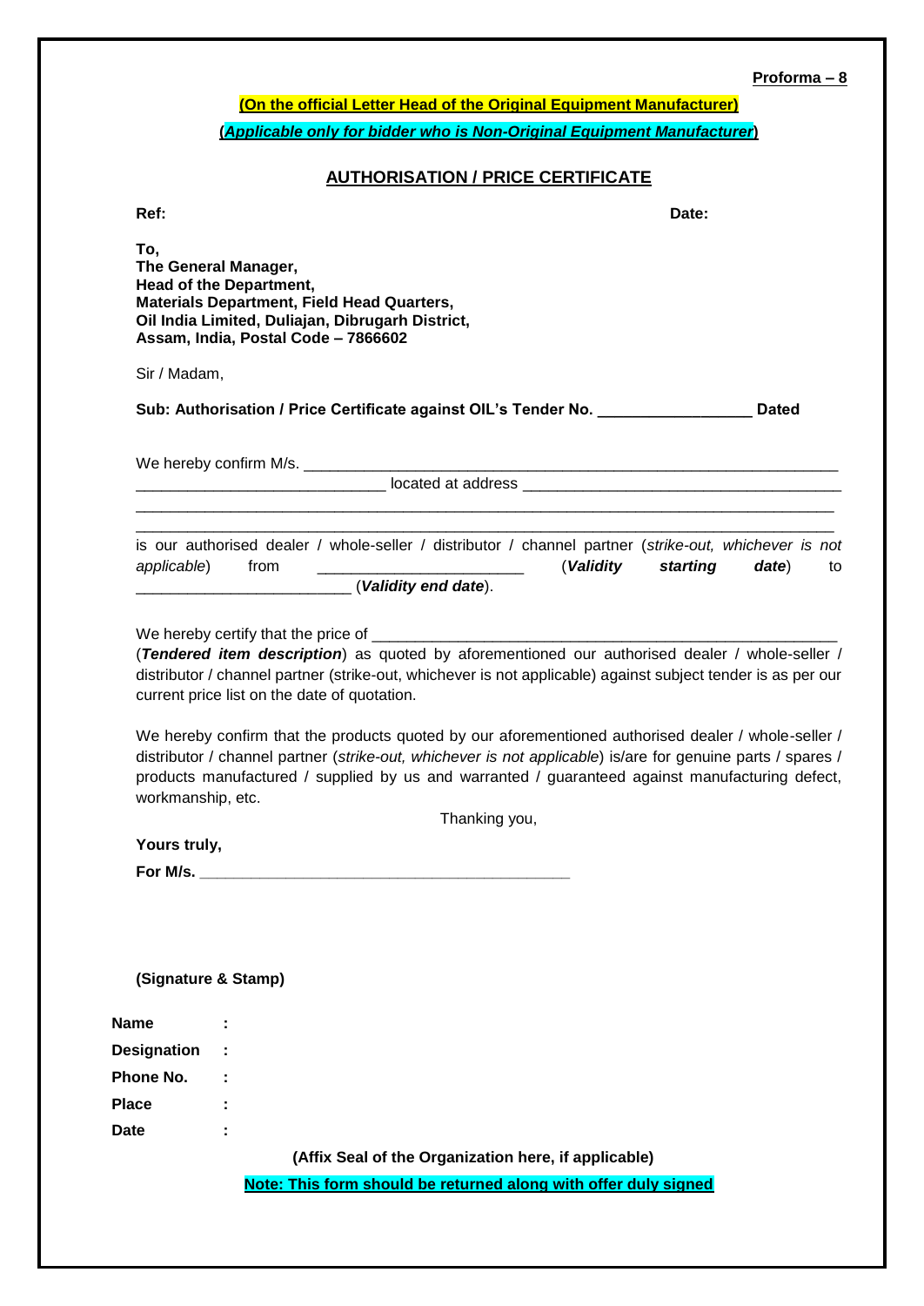**Proforma – 8**

**(On the official Letter Head of the Original Equipment Manufacturer)**

**(*Applicable only for bidder who is Non-Original Equipment Manufacturer*)**

## AUTHORISATION / PRICE CERTIFICATE

**Ref:** **Date:**

**To,**
**The General Manager,**
**Head of the Department,**
**Materials Department, Field Head Quarters,**
**Oil India Limited, Duliajan, Dibrugarh District,**
**Assam, India, Postal Code – 7866602**

Sir / Madam,

**Sub: Authorisation / Price Certificate against OIL's Tender No. _________________ Dated**

We hereby confirm M/s. ______________________________________________________________
____________________________ located at address ____________________________________
_______________________________________________________________________________
_______________________________________________________________________________
is our authorised dealer / whole-seller / distributor / channel partner (*strike-out, whichever is not applicable*) from _______________________ (***Validity starting date***) to ________________________ (***Validity end date***).

We hereby certify that the price of ______________________________________________________
(***Tendered item description***) as quoted by aforementioned our authorised dealer / whole-seller / distributor / channel partner (strike-out, whichever is not applicable) against subject tender is as per our current price list on the date of quotation.

We hereby confirm that the products quoted by our aforementioned authorised dealer / whole-seller / distributor / channel partner (*strike-out, whichever is not applicable*) is/are for genuine parts / spares / products manufactured / supplied by us and warranted / guaranteed against manufacturing defect, workmanship, etc.

Thanking you,

**Yours truly,**

**For M/s. ___________________________________________**

**(Signature & Stamp)**

**Name** :

**Designation** :

**Phone No.** :

**Place** :

**Date** :

**(Affix Seal of the Organization here, if applicable)**

**Note: This form should be returned along with offer duly signed**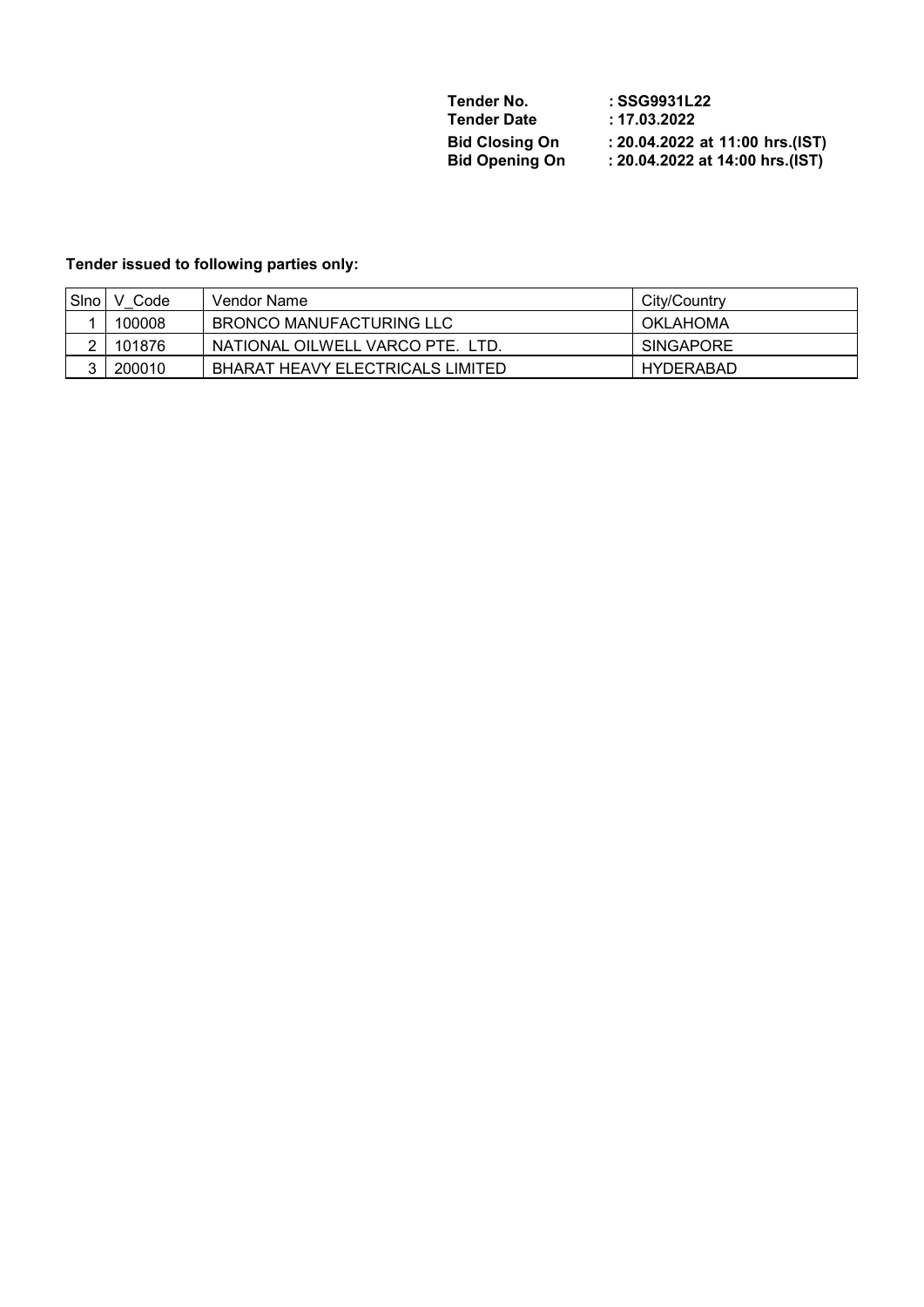**Tender No.** : **SSG9931L22**
**Tender Date** : **17.03.2022**
**Bid Closing On** : **20.04.2022 at 11:00 hrs.(IST)**
**Bid Opening On** : **20.04.2022 at 14:00 hrs.(IST)**

**Tender issued to following parties only:**

| Slno | V_Code | Vendor Name | City/Country |
|---|---|---|---|
| 1 | 100008 | BRONCO MANUFACTURING LLC | OKLAHOMA |
| 2 | 101876 | NATIONAL OILWELL VARCO PTE. LTD. | SINGAPORE |
| 3 | 200010 | BHARAT HEAVY ELECTRICALS LIMITED | HYDERABAD |